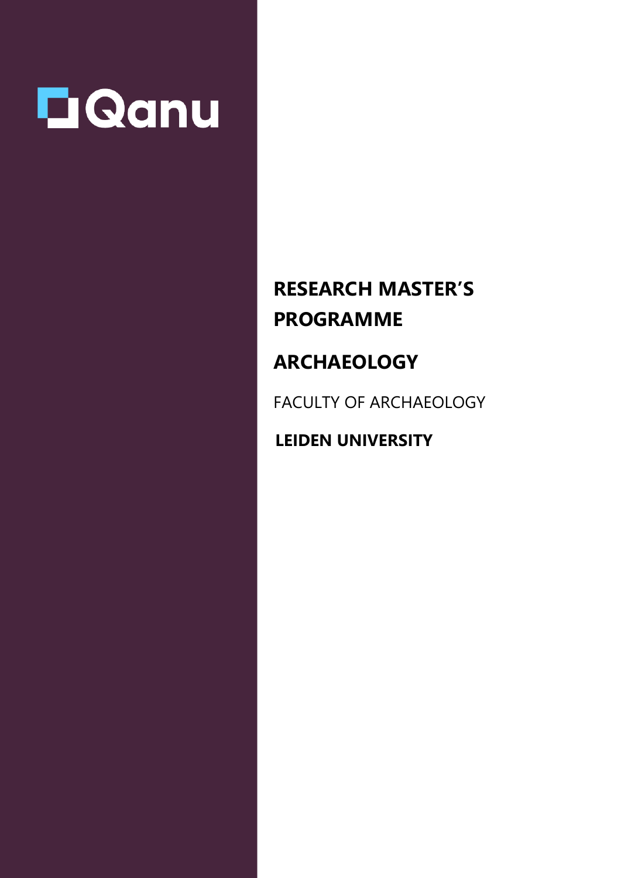Qanu

# RESEARCH MASTER'S PROGRAMME

# ARCHAEOLOGY

FACULTY OF ARCHAEOLOGY

**LEIDEN UNIVERSITY**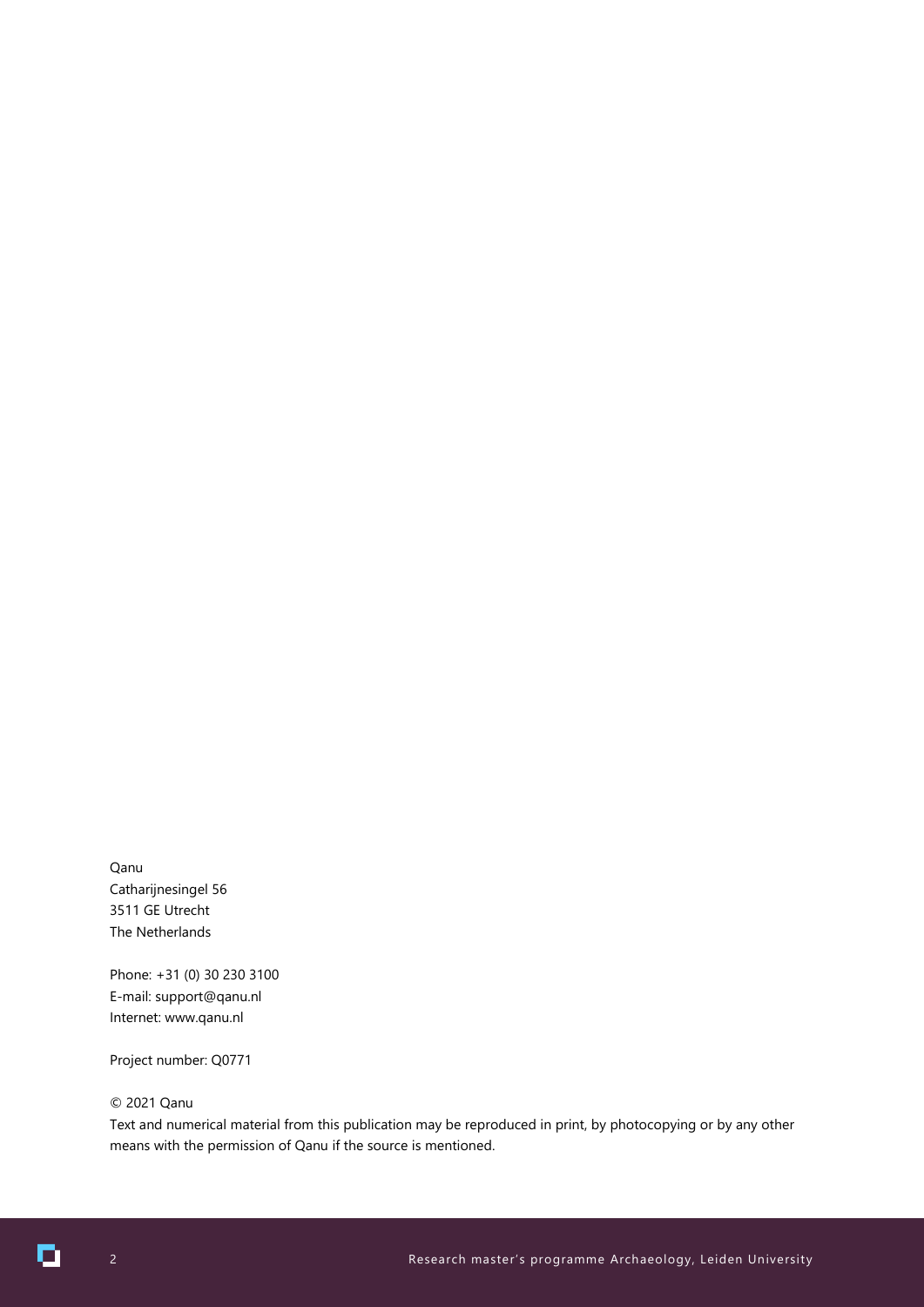Qanu
Catharijnesingel 56
3511 GE Utrecht
The Netherlands

Phone: +31 (0) 30 230 3100
E-mail: support@qanu.nl
Internet: www.qanu.nl

Project number: Q0771

© 2021 Qanu
Text and numerical material from this publication may be reproduced in print, by photocopying or by any other means with the permission of Qanu if the source is mentioned.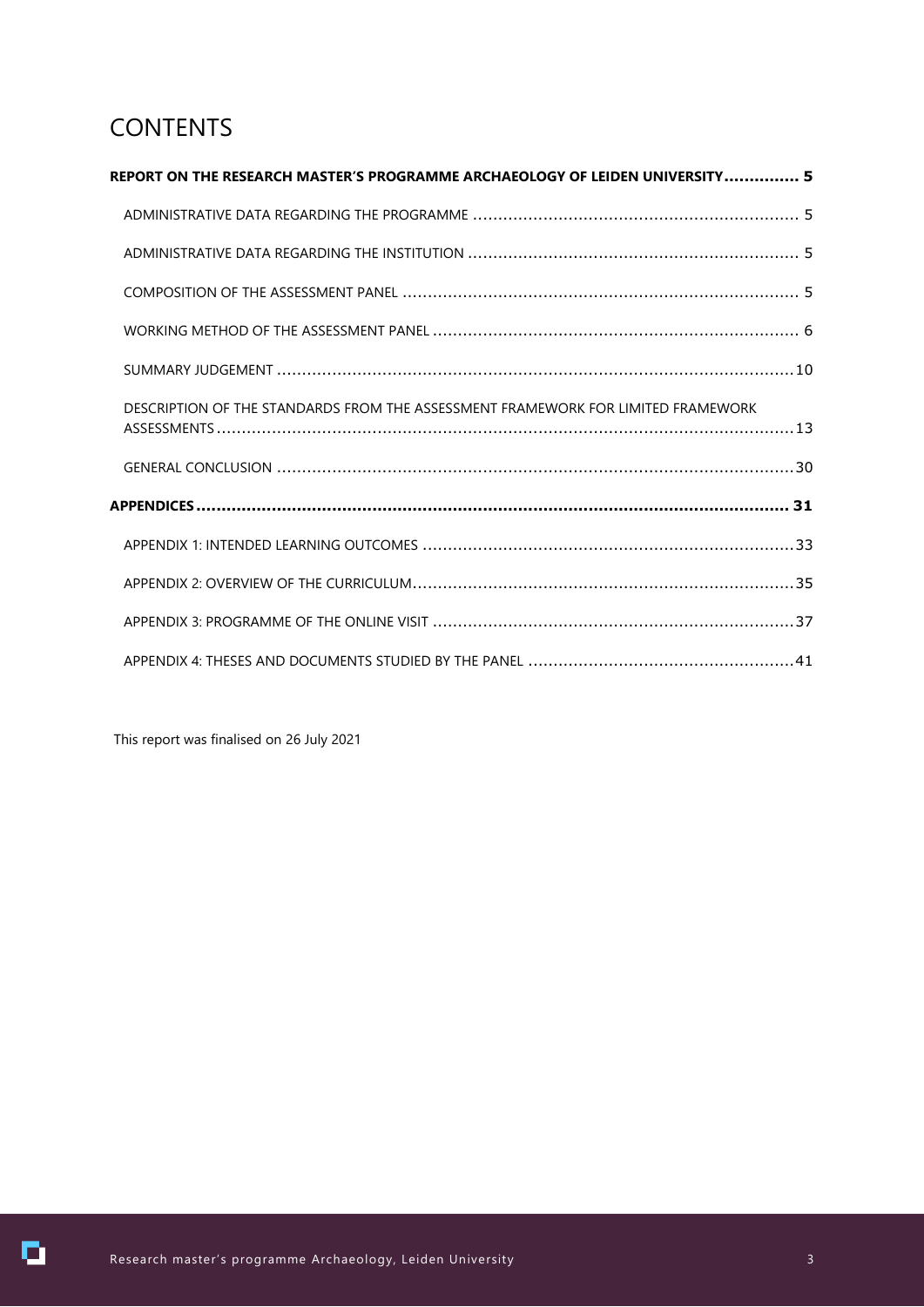# CONTENTS

**REPORT ON THE RESEARCH MASTER'S PROGRAMME ARCHAEOLOGY OF LEIDEN UNIVERSITY .............. 5**

- ADMINISTRATIVE DATA REGARDING THE PROGRAMME ........................................................ 5
- ADMINISTRATIVE DATA REGARDING THE INSTITUTION ........................................................ 5
- COMPOSITION OF THE ASSESSMENT PANEL ........................................................ 5
- WORKING METHOD OF THE ASSESSMENT PANEL ........................................................ 6
- SUMMARY JUDGEMENT ........................................................ 10
- DESCRIPTION OF THE STANDARDS FROM THE ASSESSMENT FRAMEWORK FOR LIMITED FRAMEWORK ASSESSMENTS ........................................................ 13
- GENERAL CONCLUSION ........................................................ 30

**APPENDICES ........................................................ 31**

- APPENDIX 1: INTENDED LEARNING OUTCOMES ........................................................ 33
- APPENDIX 2: OVERVIEW OF THE CURRICULUM ........................................................ 35
- APPENDIX 3: PROGRAMME OF THE ONLINE VISIT ........................................................ 37
- APPENDIX 4: THESES AND DOCUMENTS STUDIED BY THE PANEL ........................................................ 41

This report was finalised on 26 July 2021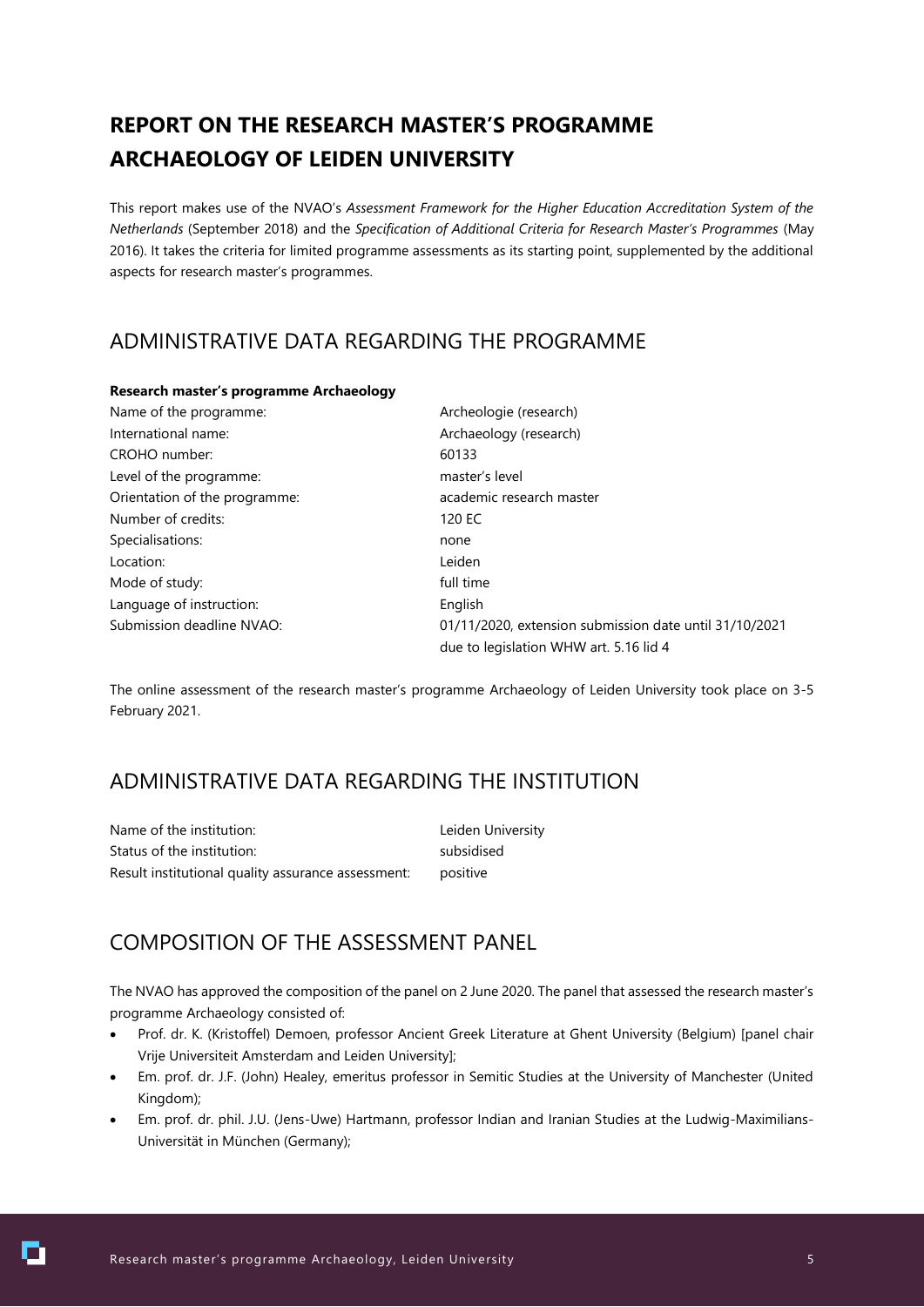# REPORT ON THE RESEARCH MASTER'S PROGRAMME ARCHAEOLOGY OF LEIDEN UNIVERSITY

This report makes use of the NVAO's *Assessment Framework for the Higher Education Accreditation System of the Netherlands* (September 2018) and the *Specification of Additional Criteria for Research Master's Programmes* (May 2016). It takes the criteria for limited programme assessments as its starting point, supplemented by the additional aspects for research master's programmes.

## ADMINISTRATIVE DATA REGARDING THE PROGRAMME

**Research master's programme Archaeology**

| | |
|---|---|
| Name of the programme: | Archeologie (research) |
| International name: | Archaeology (research) |
| CROHO number: | 60133 |
| Level of the programme: | master's level |
| Orientation of the programme: | academic research master |
| Number of credits: | 120 EC |
| Specialisations: | none |
| Location: | Leiden |
| Mode of study: | full time |
| Language of instruction: | English |
| Submission deadline NVAO: | 01/11/2020, extension submission date until 31/10/2021 due to legislation WHW art. 5.16 lid 4 |

The online assessment of the research master's programme Archaeology of Leiden University took place on 3-5 February 2021.

## ADMINISTRATIVE DATA REGARDING THE INSTITUTION

| | |
|---|---|
| Name of the institution: | Leiden University |
| Status of the institution: | subsidised |
| Result institutional quality assurance assessment: | positive |

## COMPOSITION OF THE ASSESSMENT PANEL

The NVAO has approved the composition of the panel on 2 June 2020. The panel that assessed the research master's programme Archaeology consisted of:

- Prof. dr. K. (Kristoffel) Demoen, professor Ancient Greek Literature at Ghent University (Belgium) [panel chair Vrije Universiteit Amsterdam and Leiden University];
- Em. prof. dr. J.F. (John) Healey, emeritus professor in Semitic Studies at the University of Manchester (United Kingdom);
- Em. prof. dr. phil. J.U. (Jens-Uwe) Hartmann, professor Indian and Iranian Studies at the Ludwig-Maximilians-Universität in München (Germany);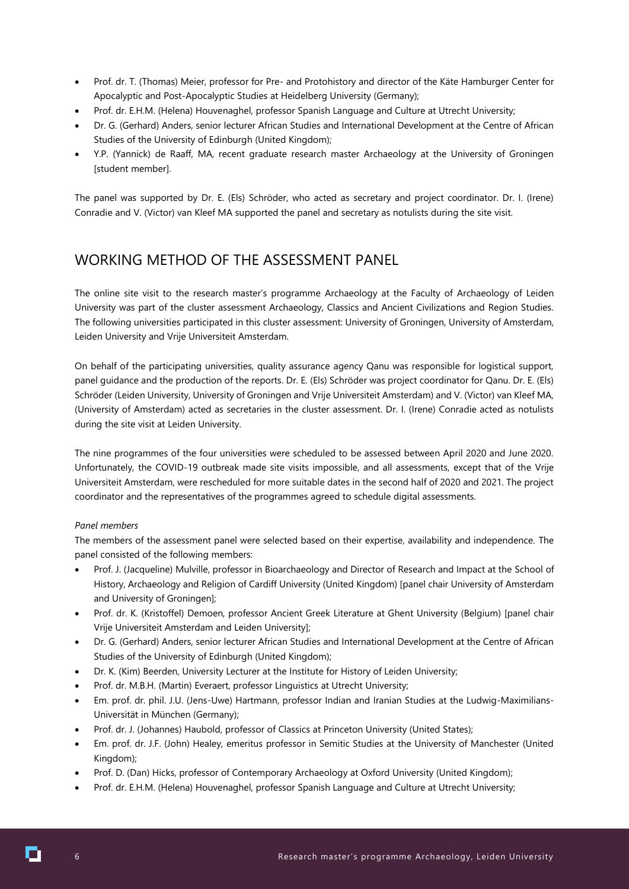- Prof. dr. T. (Thomas) Meier, professor for Pre- and Protohistory and director of the Käte Hamburger Center for Apocalyptic and Post-Apocalyptic Studies at Heidelberg University (Germany);
- Prof. dr. E.H.M. (Helena) Houvenaghel, professor Spanish Language and Culture at Utrecht University;
- Dr. G. (Gerhard) Anders, senior lecturer African Studies and International Development at the Centre of African Studies of the University of Edinburgh (United Kingdom);
- Y.P. (Yannick) de Raaff, MA, recent graduate research master Archaeology at the University of Groningen [student member].

The panel was supported by Dr. E. (Els) Schröder, who acted as secretary and project coordinator. Dr. I. (Irene) Conradie and V. (Victor) van Kleef MA supported the panel and secretary as notulists during the site visit.

## WORKING METHOD OF THE ASSESSMENT PANEL

The online site visit to the research master's programme Archaeology at the Faculty of Archaeology of Leiden University was part of the cluster assessment Archaeology, Classics and Ancient Civilizations and Region Studies. The following universities participated in this cluster assessment: University of Groningen, University of Amsterdam, Leiden University and Vrije Universiteit Amsterdam.

On behalf of the participating universities, quality assurance agency Qanu was responsible for logistical support, panel guidance and the production of the reports. Dr. E. (Els) Schröder was project coordinator for Qanu. Dr. E. (Els) Schröder (Leiden University, University of Groningen and Vrije Universiteit Amsterdam) and V. (Victor) van Kleef MA, (University of Amsterdam) acted as secretaries in the cluster assessment. Dr. I. (Irene) Conradie acted as notulists during the site visit at Leiden University.

The nine programmes of the four universities were scheduled to be assessed between April 2020 and June 2020. Unfortunately, the COVID-19 outbreak made site visits impossible, and all assessments, except that of the Vrije Universiteit Amsterdam, were rescheduled for more suitable dates in the second half of 2020 and 2021. The project coordinator and the representatives of the programmes agreed to schedule digital assessments.

*Panel members*

The members of the assessment panel were selected based on their expertise, availability and independence. The panel consisted of the following members:

- Prof. J. (Jacqueline) Mulville, professor in Bioarchaeology and Director of Research and Impact at the School of History, Archaeology and Religion of Cardiff University (United Kingdom) [panel chair University of Amsterdam and University of Groningen];
- Prof. dr. K. (Kristoffel) Demoen, professor Ancient Greek Literature at Ghent University (Belgium) [panel chair Vrije Universiteit Amsterdam and Leiden University];
- Dr. G. (Gerhard) Anders, senior lecturer African Studies and International Development at the Centre of African Studies of the University of Edinburgh (United Kingdom);
- Dr. K. (Kim) Beerden, University Lecturer at the Institute for History of Leiden University;
- Prof. dr. M.B.H. (Martin) Everaert, professor Linguistics at Utrecht University;
- Em. prof. dr. phil. J.U. (Jens-Uwe) Hartmann, professor Indian and Iranian Studies at the Ludwig-Maximilians-Universität in München (Germany);
- Prof. dr. J. (Johannes) Haubold, professor of Classics at Princeton University (United States);
- Em. prof. dr. J.F. (John) Healey, emeritus professor in Semitic Studies at the University of Manchester (United Kingdom);
- Prof. D. (Dan) Hicks, professor of Contemporary Archaeology at Oxford University (United Kingdom);
- Prof. dr. E.H.M. (Helena) Houvenaghel, professor Spanish Language and Culture at Utrecht University;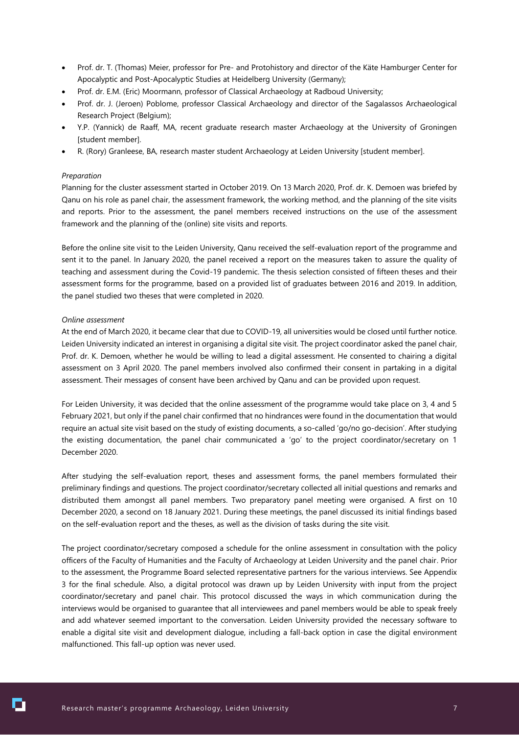- Prof. dr. T. (Thomas) Meier, professor for Pre- and Protohistory and director of the Käte Hamburger Center for Apocalyptic and Post-Apocalyptic Studies at Heidelberg University (Germany);
- Prof. dr. E.M. (Eric) Moormann, professor of Classical Archaeology at Radboud University;
- Prof. dr. J. (Jeroen) Poblome, professor Classical Archaeology and director of the Sagalassos Archaeological Research Project (Belgium);
- Y.P. (Yannick) de Raaff, MA, recent graduate research master Archaeology at the University of Groningen [student member].
- R. (Rory) Granleese, BA, research master student Archaeology at Leiden University [student member].

*Preparation*

Planning for the cluster assessment started in October 2019. On 13 March 2020, Prof. dr. K. Demoen was briefed by Qanu on his role as panel chair, the assessment framework, the working method, and the planning of the site visits and reports. Prior to the assessment, the panel members received instructions on the use of the assessment framework and the planning of the (online) site visits and reports.

Before the online site visit to the Leiden University, Qanu received the self-evaluation report of the programme and sent it to the panel. In January 2020, the panel received a report on the measures taken to assure the quality of teaching and assessment during the Covid-19 pandemic. The thesis selection consisted of fifteen theses and their assessment forms for the programme, based on a provided list of graduates between 2016 and 2019. In addition, the panel studied two theses that were completed in 2020.

*Online assessment*

At the end of March 2020, it became clear that due to COVID-19, all universities would be closed until further notice. Leiden University indicated an interest in organising a digital site visit. The project coordinator asked the panel chair, Prof. dr. K. Demoen, whether he would be willing to lead a digital assessment. He consented to chairing a digital assessment on 3 April 2020. The panel members involved also confirmed their consent in partaking in a digital assessment. Their messages of consent have been archived by Qanu and can be provided upon request.

For Leiden University, it was decided that the online assessment of the programme would take place on 3, 4 and 5 February 2021, but only if the panel chair confirmed that no hindrances were found in the documentation that would require an actual site visit based on the study of existing documents, a so-called 'go/no go-decision'. After studying the existing documentation, the panel chair communicated a 'go' to the project coordinator/secretary on 1 December 2020.

After studying the self-evaluation report, theses and assessment forms, the panel members formulated their preliminary findings and questions. The project coordinator/secretary collected all initial questions and remarks and distributed them amongst all panel members. Two preparatory panel meeting were organised. A first on 10 December 2020, a second on 18 January 2021. During these meetings, the panel discussed its initial findings based on the self-evaluation report and the theses, as well as the division of tasks during the site visit.

The project coordinator/secretary composed a schedule for the online assessment in consultation with the policy officers of the Faculty of Humanities and the Faculty of Archaeology at Leiden University and the panel chair. Prior to the assessment, the Programme Board selected representative partners for the various interviews. See Appendix 3 for the final schedule. Also, a digital protocol was drawn up by Leiden University with input from the project coordinator/secretary and panel chair. This protocol discussed the ways in which communication during the interviews would be organised to guarantee that all interviewees and panel members would be able to speak freely and add whatever seemed important to the conversation. Leiden University provided the necessary software to enable a digital site visit and development dialogue, including a fall-back option in case the digital environment malfunctioned. This fall-up option was never used.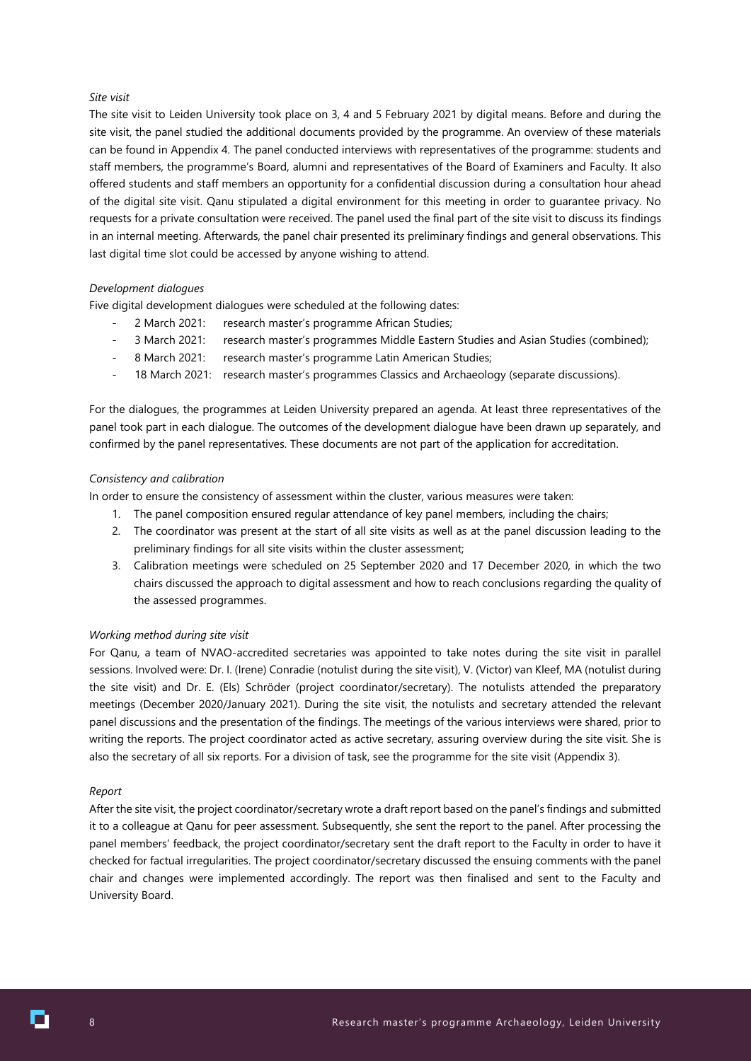*Site visit*

The site visit to Leiden University took place on 3, 4 and 5 February 2021 by digital means. Before and during the site visit, the panel studied the additional documents provided by the programme. An overview of these materials can be found in Appendix 4. The panel conducted interviews with representatives of the programme: students and staff members, the programme's Board, alumni and representatives of the Board of Examiners and Faculty. It also offered students and staff members an opportunity for a confidential discussion during a consultation hour ahead of the digital site visit. Qanu stipulated a digital environment for this meeting in order to guarantee privacy. No requests for a private consultation were received. The panel used the final part of the site visit to discuss its findings in an internal meeting. Afterwards, the panel chair presented its preliminary findings and general observations. This last digital time slot could be accessed by anyone wishing to attend.

*Development dialogues*

Five digital development dialogues were scheduled at the following dates:

- 2 March 2021: research master's programme African Studies;
- 3 March 2021: research master's programmes Middle Eastern Studies and Asian Studies (combined);
- 8 March 2021: research master's programme Latin American Studies;
- 18 March 2021: research master's programmes Classics and Archaeology (separate discussions).

For the dialogues, the programmes at Leiden University prepared an agenda. At least three representatives of the panel took part in each dialogue. The outcomes of the development dialogue have been drawn up separately, and confirmed by the panel representatives. These documents are not part of the application for accreditation.

*Consistency and calibration*

In order to ensure the consistency of assessment within the cluster, various measures were taken:

1. The panel composition ensured regular attendance of key panel members, including the chairs;
2. The coordinator was present at the start of all site visits as well as at the panel discussion leading to the preliminary findings for all site visits within the cluster assessment;
3. Calibration meetings were scheduled on 25 September 2020 and 17 December 2020, in which the two chairs discussed the approach to digital assessment and how to reach conclusions regarding the quality of the assessed programmes.

*Working method during site visit*

For Qanu, a team of NVAO-accredited secretaries was appointed to take notes during the site visit in parallel sessions. Involved were: Dr. I. (Irene) Conradie (notulist during the site visit), V. (Victor) van Kleef, MA (notulist during the site visit) and Dr. E. (Els) Schröder (project coordinator/secretary). The notulists attended the preparatory meetings (December 2020/January 2021). During the site visit, the notulists and secretary attended the relevant panel discussions and the presentation of the findings. The meetings of the various interviews were shared, prior to writing the reports. The project coordinator acted as active secretary, assuring overview during the site visit. She is also the secretary of all six reports. For a division of task, see the programme for the site visit (Appendix 3).

*Report*

After the site visit, the project coordinator/secretary wrote a draft report based on the panel's findings and submitted it to a colleague at Qanu for peer assessment. Subsequently, she sent the report to the panel. After processing the panel members' feedback, the project coordinator/secretary sent the draft report to the Faculty in order to have it checked for factual irregularities. The project coordinator/secretary discussed the ensuing comments with the panel chair and changes were implemented accordingly. The report was then finalised and sent to the Faculty and University Board.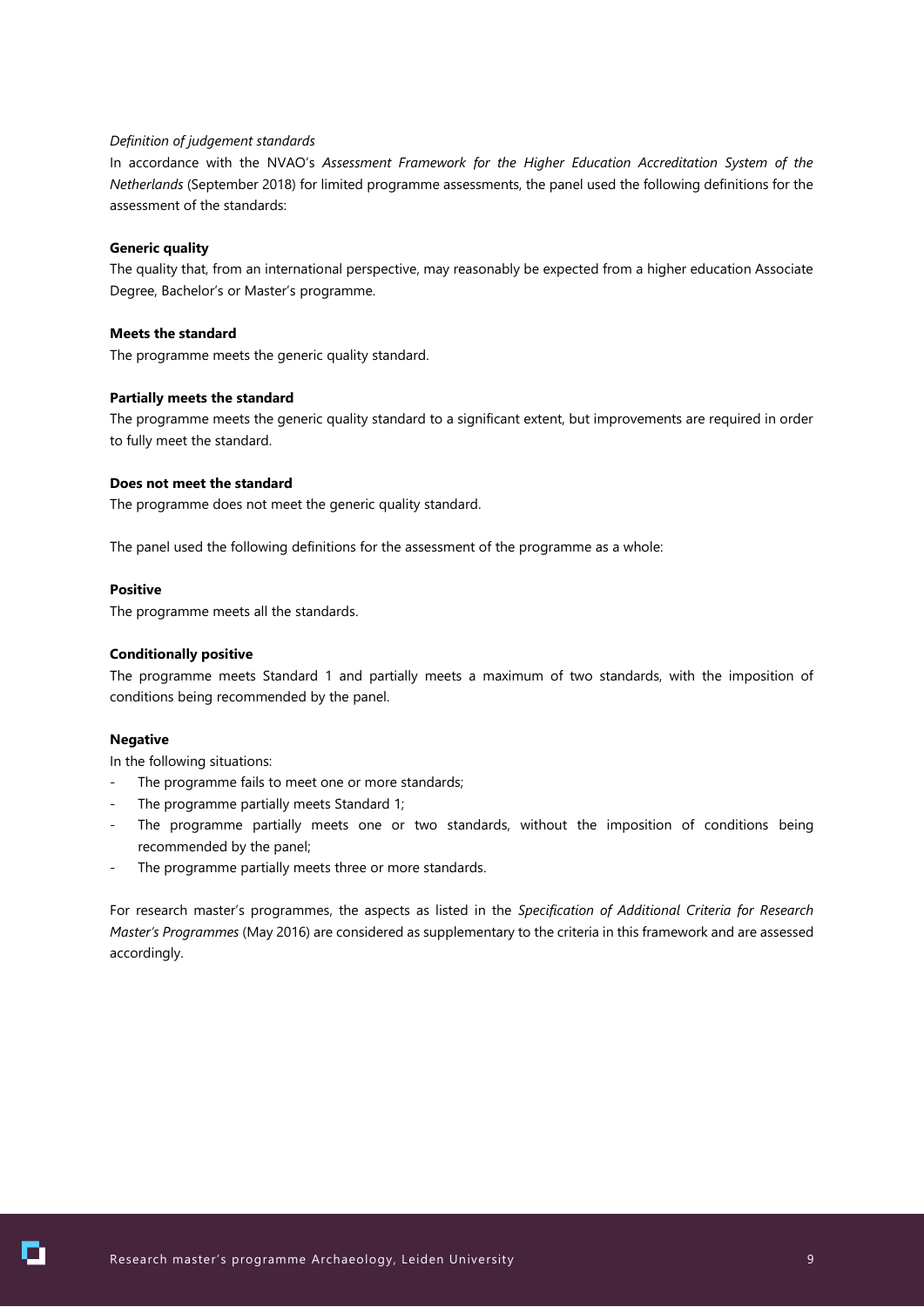*Definition of judgement standards*

In accordance with the NVAO's *Assessment Framework for the Higher Education Accreditation System of the Netherlands* (September 2018) for limited programme assessments, the panel used the following definitions for the assessment of the standards:

**Generic quality**

The quality that, from an international perspective, may reasonably be expected from a higher education Associate Degree, Bachelor's or Master's programme.

**Meets the standard**

The programme meets the generic quality standard.

**Partially meets the standard**

The programme meets the generic quality standard to a significant extent, but improvements are required in order to fully meet the standard.

**Does not meet the standard**

The programme does not meet the generic quality standard.

The panel used the following definitions for the assessment of the programme as a whole:

**Positive**

The programme meets all the standards.

**Conditionally positive**

The programme meets Standard 1 and partially meets a maximum of two standards, with the imposition of conditions being recommended by the panel.

**Negative**

In the following situations:

- The programme fails to meet one or more standards;
- The programme partially meets Standard 1;
- The programme partially meets one or two standards, without the imposition of conditions being recommended by the panel;
- The programme partially meets three or more standards.

For research master's programmes, the aspects as listed in the *Specification of Additional Criteria for Research Master's Programmes* (May 2016) are considered as supplementary to the criteria in this framework and are assessed accordingly.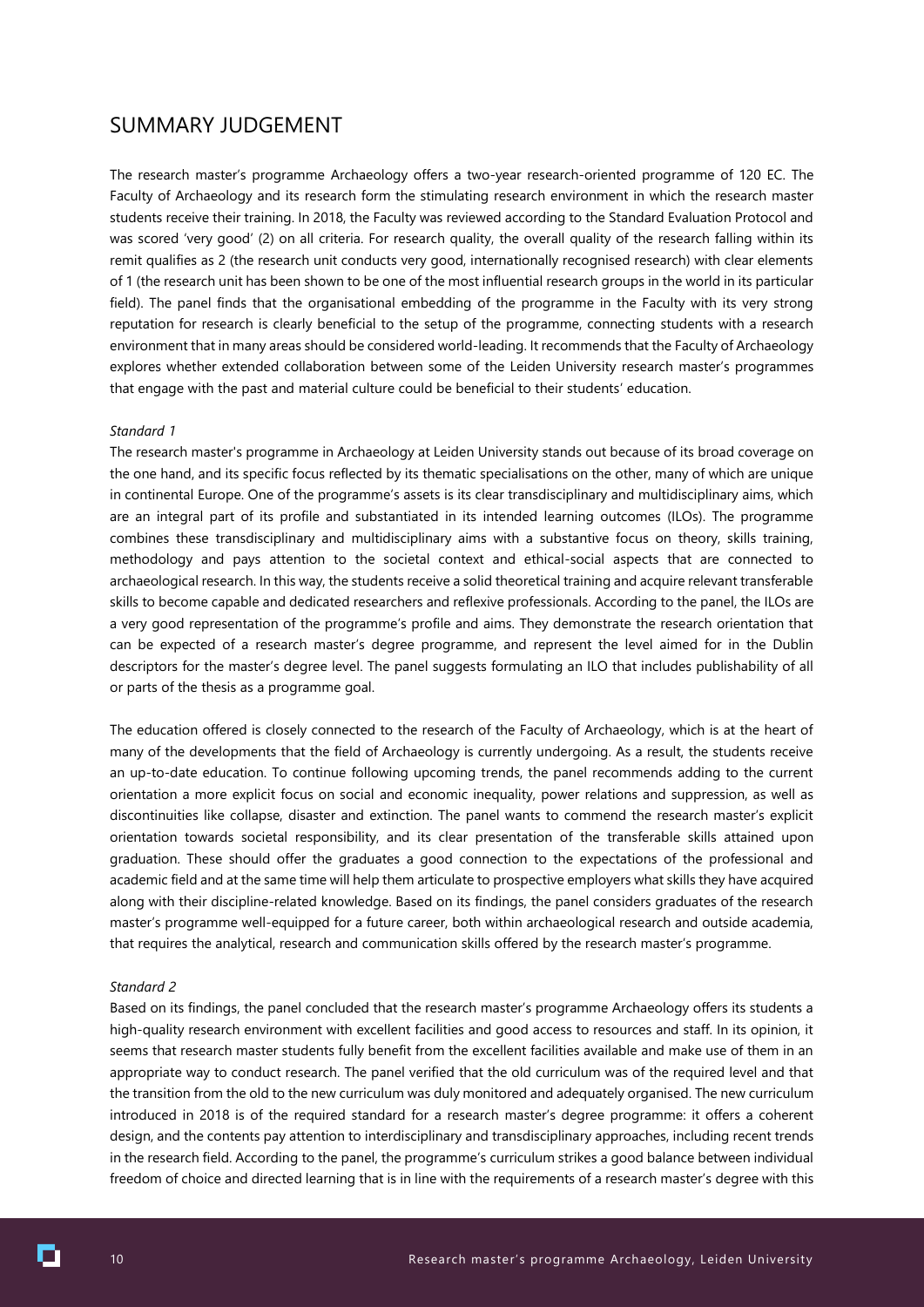# SUMMARY JUDGEMENT

The research master's programme Archaeology offers a two-year research-oriented programme of 120 EC. The Faculty of Archaeology and its research form the stimulating research environment in which the research master students receive their training. In 2018, the Faculty was reviewed according to the Standard Evaluation Protocol and was scored 'very good' (2) on all criteria. For research quality, the overall quality of the research falling within its remit qualifies as 2 (the research unit conducts very good, internationally recognised research) with clear elements of 1 (the research unit has been shown to be one of the most influential research groups in the world in its particular field). The panel finds that the organisational embedding of the programme in the Faculty with its very strong reputation for research is clearly beneficial to the setup of the programme, connecting students with a research environment that in many areas should be considered world-leading. It recommends that the Faculty of Archaeology explores whether extended collaboration between some of the Leiden University research master's programmes that engage with the past and material culture could be beneficial to their students' education.

*Standard 1*

The research master's programme in Archaeology at Leiden University stands out because of its broad coverage on the one hand, and its specific focus reflected by its thematic specialisations on the other, many of which are unique in continental Europe. One of the programme's assets is its clear transdisciplinary and multidisciplinary aims, which are an integral part of its profile and substantiated in its intended learning outcomes (ILOs). The programme combines these transdisciplinary and multidisciplinary aims with a substantive focus on theory, skills training, methodology and pays attention to the societal context and ethical-social aspects that are connected to archaeological research. In this way, the students receive a solid theoretical training and acquire relevant transferable skills to become capable and dedicated researchers and reflexive professionals. According to the panel, the ILOs are a very good representation of the programme's profile and aims. They demonstrate the research orientation that can be expected of a research master's degree programme, and represent the level aimed for in the Dublin descriptors for the master's degree level. The panel suggests formulating an ILO that includes publishability of all or parts of the thesis as a programme goal.

The education offered is closely connected to the research of the Faculty of Archaeology, which is at the heart of many of the developments that the field of Archaeology is currently undergoing. As a result, the students receive an up-to-date education. To continue following upcoming trends, the panel recommends adding to the current orientation a more explicit focus on social and economic inequality, power relations and suppression, as well as discontinuities like collapse, disaster and extinction. The panel wants to commend the research master's explicit orientation towards societal responsibility, and its clear presentation of the transferable skills attained upon graduation. These should offer the graduates a good connection to the expectations of the professional and academic field and at the same time will help them articulate to prospective employers what skills they have acquired along with their discipline-related knowledge. Based on its findings, the panel considers graduates of the research master's programme well-equipped for a future career, both within archaeological research and outside academia, that requires the analytical, research and communication skills offered by the research master's programme.

*Standard 2*

Based on its findings, the panel concluded that the research master's programme Archaeology offers its students a high-quality research environment with excellent facilities and good access to resources and staff. In its opinion, it seems that research master students fully benefit from the excellent facilities available and make use of them in an appropriate way to conduct research. The panel verified that the old curriculum was of the required level and that the transition from the old to the new curriculum was duly monitored and adequately organised. The new curriculum introduced in 2018 is of the required standard for a research master's degree programme: it offers a coherent design, and the contents pay attention to interdisciplinary and transdisciplinary approaches, including recent trends in the research field. According to the panel, the programme's curriculum strikes a good balance between individual freedom of choice and directed learning that is in line with the requirements of a research master's degree with this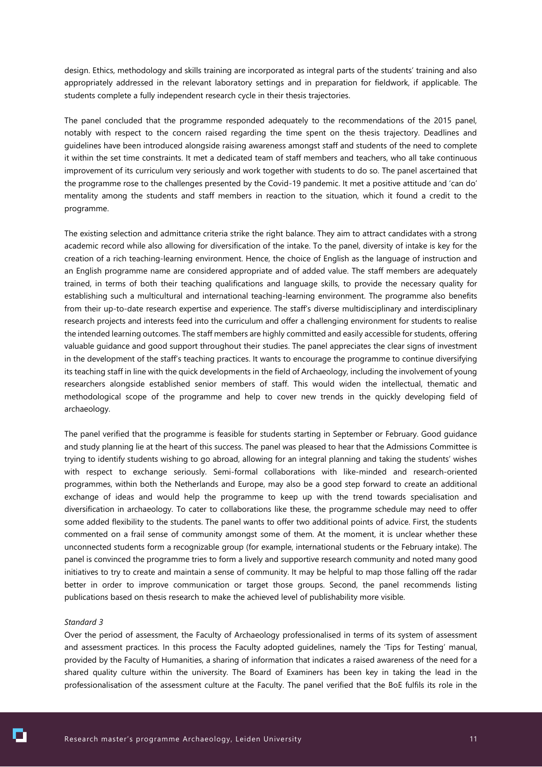design. Ethics, methodology and skills training are incorporated as integral parts of the students' training and also appropriately addressed in the relevant laboratory settings and in preparation for fieldwork, if applicable. The students complete a fully independent research cycle in their thesis trajectories.

The panel concluded that the programme responded adequately to the recommendations of the 2015 panel, notably with respect to the concern raised regarding the time spent on the thesis trajectory. Deadlines and guidelines have been introduced alongside raising awareness amongst staff and students of the need to complete it within the set time constraints. It met a dedicated team of staff members and teachers, who all take continuous improvement of its curriculum very seriously and work together with students to do so. The panel ascertained that the programme rose to the challenges presented by the Covid-19 pandemic. It met a positive attitude and 'can do' mentality among the students and staff members in reaction to the situation, which it found a credit to the programme.

The existing selection and admittance criteria strike the right balance. They aim to attract candidates with a strong academic record while also allowing for diversification of the intake. To the panel, diversity of intake is key for the creation of a rich teaching-learning environment. Hence, the choice of English as the language of instruction and an English programme name are considered appropriate and of added value. The staff members are adequately trained, in terms of both their teaching qualifications and language skills, to provide the necessary quality for establishing such a multicultural and international teaching-learning environment. The programme also benefits from their up-to-date research expertise and experience. The staff's diverse multidisciplinary and interdisciplinary research projects and interests feed into the curriculum and offer a challenging environment for students to realise the intended learning outcomes. The staff members are highly committed and easily accessible for students, offering valuable guidance and good support throughout their studies. The panel appreciates the clear signs of investment in the development of the staff's teaching practices. It wants to encourage the programme to continue diversifying its teaching staff in line with the quick developments in the field of Archaeology, including the involvement of young researchers alongside established senior members of staff. This would widen the intellectual, thematic and methodological scope of the programme and help to cover new trends in the quickly developing field of archaeology.

The panel verified that the programme is feasible for students starting in September or February. Good guidance and study planning lie at the heart of this success. The panel was pleased to hear that the Admissions Committee is trying to identify students wishing to go abroad, allowing for an integral planning and taking the students' wishes with respect to exchange seriously. Semi-formal collaborations with like-minded and research-oriented programmes, within both the Netherlands and Europe, may also be a good step forward to create an additional exchange of ideas and would help the programme to keep up with the trend towards specialisation and diversification in archaeology. To cater to collaborations like these, the programme schedule may need to offer some added flexibility to the students. The panel wants to offer two additional points of advice. First, the students commented on a frail sense of community amongst some of them. At the moment, it is unclear whether these unconnected students form a recognizable group (for example, international students or the February intake). The panel is convinced the programme tries to form a lively and supportive research community and noted many good initiatives to try to create and maintain a sense of community. It may be helpful to map those falling off the radar better in order to improve communication or target those groups. Second, the panel recommends listing publications based on thesis research to make the achieved level of publishability more visible.

*Standard 3*

Over the period of assessment, the Faculty of Archaeology professionalised in terms of its system of assessment and assessment practices. In this process the Faculty adopted guidelines, namely the 'Tips for Testing' manual, provided by the Faculty of Humanities, a sharing of information that indicates a raised awareness of the need for a shared quality culture within the university. The Board of Examiners has been key in taking the lead in the professionalisation of the assessment culture at the Faculty. The panel verified that the BoE fulfils its role in the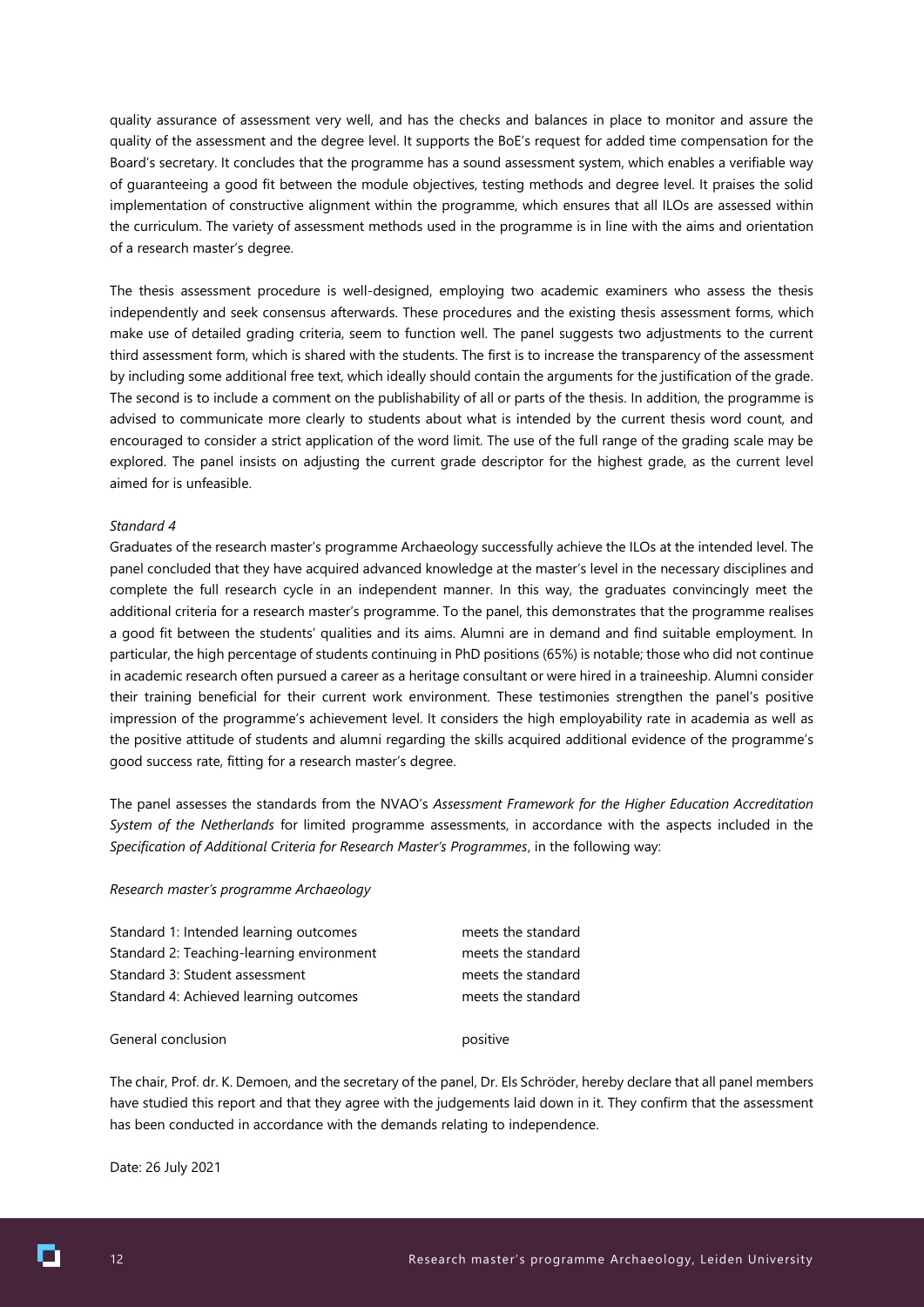quality assurance of assessment very well, and has the checks and balances in place to monitor and assure the quality of the assessment and the degree level. It supports the BoE's request for added time compensation for the Board's secretary. It concludes that the programme has a sound assessment system, which enables a verifiable way of guaranteeing a good fit between the module objectives, testing methods and degree level. It praises the solid implementation of constructive alignment within the programme, which ensures that all ILOs are assessed within the curriculum. The variety of assessment methods used in the programme is in line with the aims and orientation of a research master's degree.

The thesis assessment procedure is well-designed, employing two academic examiners who assess the thesis independently and seek consensus afterwards. These procedures and the existing thesis assessment forms, which make use of detailed grading criteria, seem to function well. The panel suggests two adjustments to the current third assessment form, which is shared with the students. The first is to increase the transparency of the assessment by including some additional free text, which ideally should contain the arguments for the justification of the grade. The second is to include a comment on the publishability of all or parts of the thesis. In addition, the programme is advised to communicate more clearly to students about what is intended by the current thesis word count, and encouraged to consider a strict application of the word limit. The use of the full range of the grading scale may be explored. The panel insists on adjusting the current grade descriptor for the highest grade, as the current level aimed for is unfeasible.

*Standard 4*

Graduates of the research master's programme Archaeology successfully achieve the ILOs at the intended level. The panel concluded that they have acquired advanced knowledge at the master's level in the necessary disciplines and complete the full research cycle in an independent manner. In this way, the graduates convincingly meet the additional criteria for a research master's programme. To the panel, this demonstrates that the programme realises a good fit between the students' qualities and its aims. Alumni are in demand and find suitable employment. In particular, the high percentage of students continuing in PhD positions (65%) is notable; those who did not continue in academic research often pursued a career as a heritage consultant or were hired in a traineeship. Alumni consider their training beneficial for their current work environment. These testimonies strengthen the panel's positive impression of the programme's achievement level. It considers the high employability rate in academia as well as the positive attitude of students and alumni regarding the skills acquired additional evidence of the programme's good success rate, fitting for a research master's degree.

The panel assesses the standards from the NVAO's *Assessment Framework for the Higher Education Accreditation System of the Netherlands* for limited programme assessments, in accordance with the aspects included in the *Specification of Additional Criteria for Research Master's Programmes*, in the following way:

*Research master's programme Archaeology*

| | |
|---|---|
| Standard 1: Intended learning outcomes | meets the standard |
| Standard 2: Teaching-learning environment | meets the standard |
| Standard 3: Student assessment | meets the standard |
| Standard 4: Achieved learning outcomes | meets the standard |
| | |
| General conclusion | positive |

The chair, Prof. dr. K. Demoen, and the secretary of the panel, Dr. Els Schröder, hereby declare that all panel members have studied this report and that they agree with the judgements laid down in it. They confirm that the assessment has been conducted in accordance with the demands relating to independence.

Date: 26 July 2021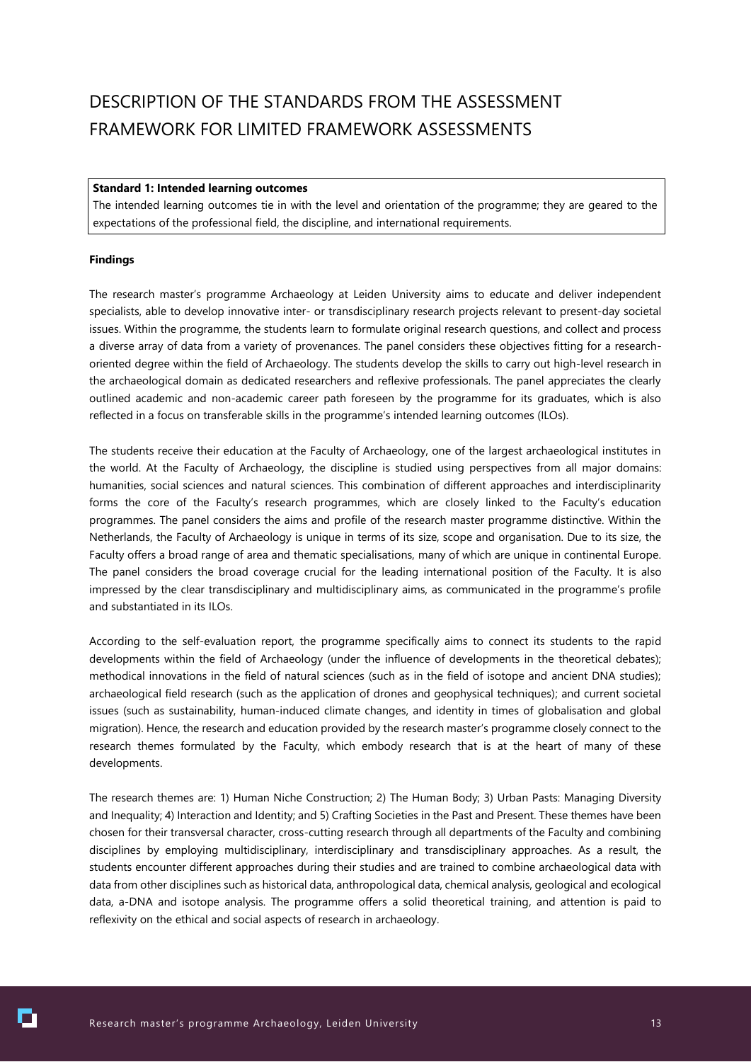# DESCRIPTION OF THE STANDARDS FROM THE ASSESSMENT FRAMEWORK FOR LIMITED FRAMEWORK ASSESSMENTS

> **Standard 1: Intended learning outcomes**
> The intended learning outcomes tie in with the level and orientation of the programme; they are geared to the expectations of the professional field, the discipline, and international requirements.

**Findings**

The research master's programme Archaeology at Leiden University aims to educate and deliver independent specialists, able to develop innovative inter- or transdisciplinary research projects relevant to present-day societal issues. Within the programme, the students learn to formulate original research questions, and collect and process a diverse array of data from a variety of provenances. The panel considers these objectives fitting for a research-oriented degree within the field of Archaeology. The students develop the skills to carry out high-level research in the archaeological domain as dedicated researchers and reflexive professionals. The panel appreciates the clearly outlined academic and non-academic career path foreseen by the programme for its graduates, which is also reflected in a focus on transferable skills in the programme's intended learning outcomes (ILOs).

The students receive their education at the Faculty of Archaeology, one of the largest archaeological institutes in the world. At the Faculty of Archaeology, the discipline is studied using perspectives from all major domains: humanities, social sciences and natural sciences. This combination of different approaches and interdisciplinarity forms the core of the Faculty's research programmes, which are closely linked to the Faculty's education programmes. The panel considers the aims and profile of the research master programme distinctive. Within the Netherlands, the Faculty of Archaeology is unique in terms of its size, scope and organisation. Due to its size, the Faculty offers a broad range of area and thematic specialisations, many of which are unique in continental Europe. The panel considers the broad coverage crucial for the leading international position of the Faculty. It is also impressed by the clear transdisciplinary and multidisciplinary aims, as communicated in the programme's profile and substantiated in its ILOs.

According to the self-evaluation report, the programme specifically aims to connect its students to the rapid developments within the field of Archaeology (under the influence of developments in the theoretical debates); methodical innovations in the field of natural sciences (such as in the field of isotope and ancient DNA studies); archaeological field research (such as the application of drones and geophysical techniques); and current societal issues (such as sustainability, human-induced climate changes, and identity in times of globalisation and global migration). Hence, the research and education provided by the research master's programme closely connect to the research themes formulated by the Faculty, which embody research that is at the heart of many of these developments.

The research themes are: 1) Human Niche Construction; 2) The Human Body; 3) Urban Pasts: Managing Diversity and Inequality; 4) Interaction and Identity; and 5) Crafting Societies in the Past and Present. These themes have been chosen for their transversal character, cross-cutting research through all departments of the Faculty and combining disciplines by employing multidisciplinary, interdisciplinary and transdisciplinary approaches. As a result, the students encounter different approaches during their studies and are trained to combine archaeological data with data from other disciplines such as historical data, anthropological data, chemical analysis, geological and ecological data, a-DNA and isotope analysis. The programme offers a solid theoretical training, and attention is paid to reflexivity on the ethical and social aspects of research in archaeology.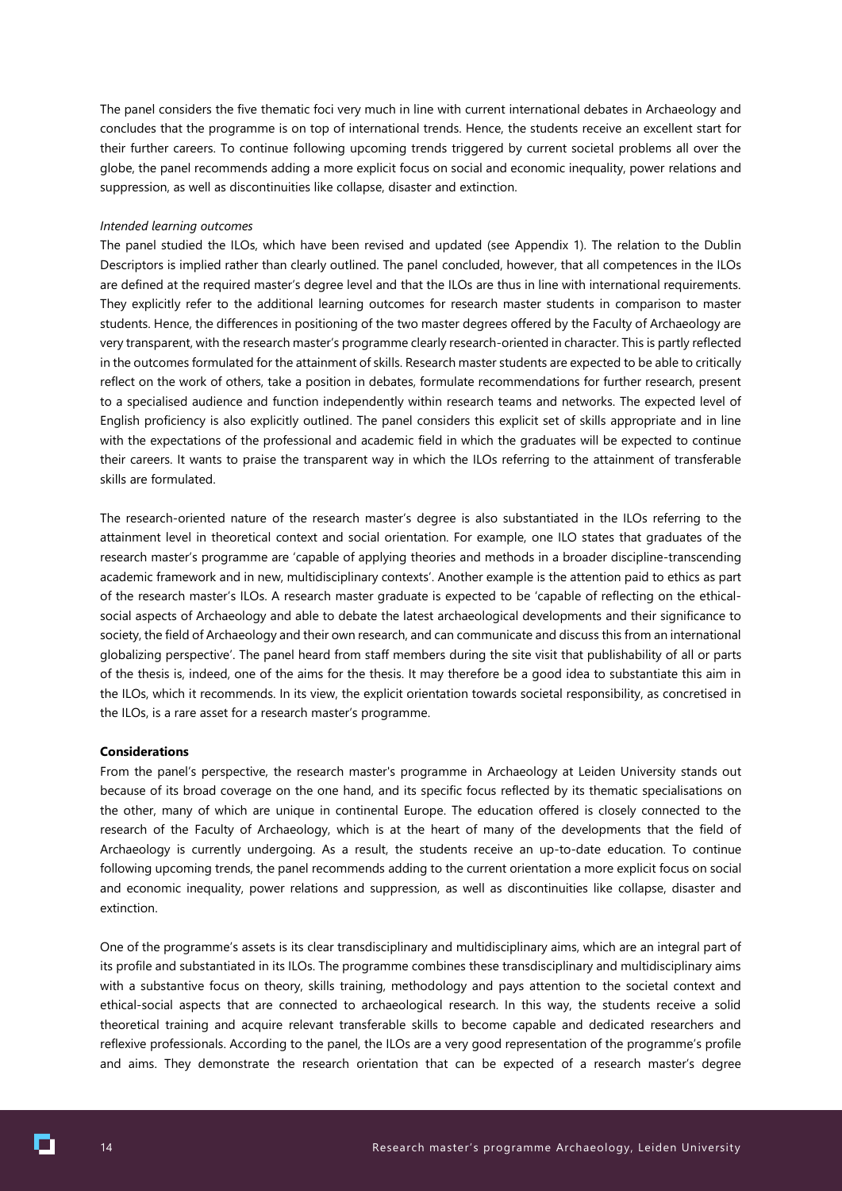The panel considers the five thematic foci very much in line with current international debates in Archaeology and concludes that the programme is on top of international trends. Hence, the students receive an excellent start for their further careers. To continue following upcoming trends triggered by current societal problems all over the globe, the panel recommends adding a more explicit focus on social and economic inequality, power relations and suppression, as well as discontinuities like collapse, disaster and extinction.

*Intended learning outcomes*

The panel studied the ILOs, which have been revised and updated (see Appendix 1). The relation to the Dublin Descriptors is implied rather than clearly outlined. The panel concluded, however, that all competences in the ILOs are defined at the required master's degree level and that the ILOs are thus in line with international requirements. They explicitly refer to the additional learning outcomes for research master students in comparison to master students. Hence, the differences in positioning of the two master degrees offered by the Faculty of Archaeology are very transparent, with the research master's programme clearly research-oriented in character. This is partly reflected in the outcomes formulated for the attainment of skills. Research master students are expected to be able to critically reflect on the work of others, take a position in debates, formulate recommendations for further research, present to a specialised audience and function independently within research teams and networks. The expected level of English proficiency is also explicitly outlined. The panel considers this explicit set of skills appropriate and in line with the expectations of the professional and academic field in which the graduates will be expected to continue their careers. It wants to praise the transparent way in which the ILOs referring to the attainment of transferable skills are formulated.

The research-oriented nature of the research master's degree is also substantiated in the ILOs referring to the attainment level in theoretical context and social orientation. For example, one ILO states that graduates of the research master's programme are 'capable of applying theories and methods in a broader discipline-transcending academic framework and in new, multidisciplinary contexts'. Another example is the attention paid to ethics as part of the research master's ILOs. A research master graduate is expected to be 'capable of reflecting on the ethical-social aspects of Archaeology and able to debate the latest archaeological developments and their significance to society, the field of Archaeology and their own research, and can communicate and discuss this from an international globalizing perspective'. The panel heard from staff members during the site visit that publishability of all or parts of the thesis is, indeed, one of the aims for the thesis. It may therefore be a good idea to substantiate this aim in the ILOs, which it recommends. In its view, the explicit orientation towards societal responsibility, as concretised in the ILOs, is a rare asset for a research master's programme.

**Considerations**

From the panel's perspective, the research master's programme in Archaeology at Leiden University stands out because of its broad coverage on the one hand, and its specific focus reflected by its thematic specialisations on the other, many of which are unique in continental Europe. The education offered is closely connected to the research of the Faculty of Archaeology, which is at the heart of many of the developments that the field of Archaeology is currently undergoing. As a result, the students receive an up-to-date education. To continue following upcoming trends, the panel recommends adding to the current orientation a more explicit focus on social and economic inequality, power relations and suppression, as well as discontinuities like collapse, disaster and extinction.

One of the programme's assets is its clear transdisciplinary and multidisciplinary aims, which are an integral part of its profile and substantiated in its ILOs. The programme combines these transdisciplinary and multidisciplinary aims with a substantive focus on theory, skills training, methodology and pays attention to the societal context and ethical-social aspects that are connected to archaeological research. In this way, the students receive a solid theoretical training and acquire relevant transferable skills to become capable and dedicated researchers and reflexive professionals. According to the panel, the ILOs are a very good representation of the programme's profile and aims. They demonstrate the research orientation that can be expected of a research master's degree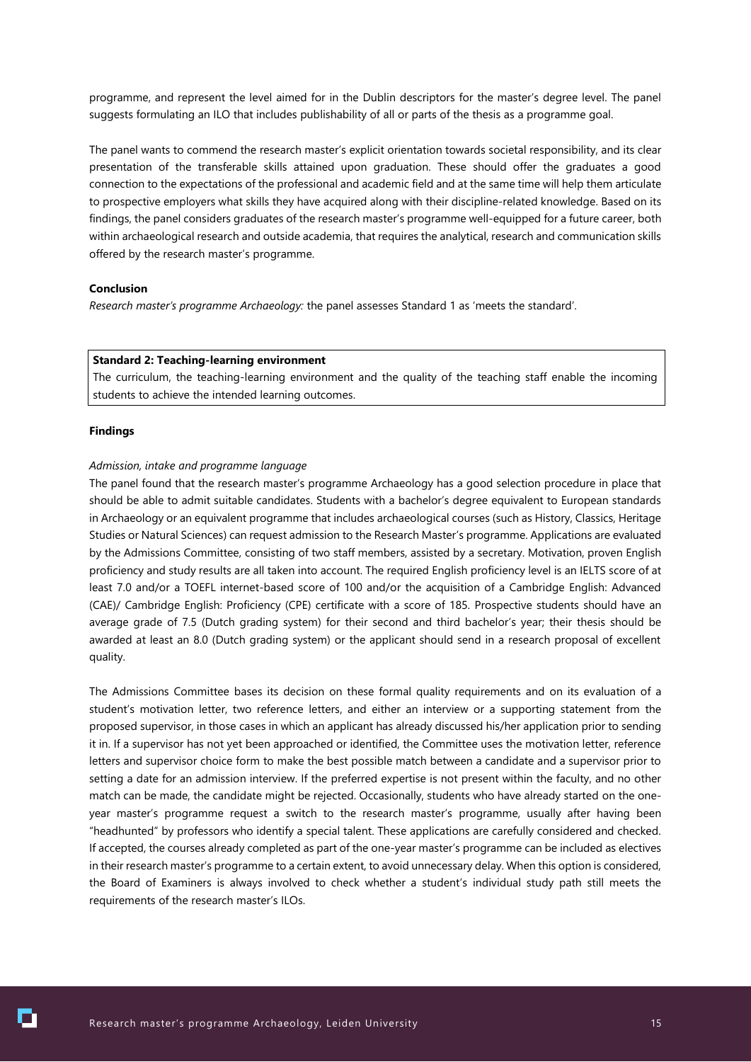programme, and represent the level aimed for in the Dublin descriptors for the master's degree level. The panel suggests formulating an ILO that includes publishability of all or parts of the thesis as a programme goal.

The panel wants to commend the research master's explicit orientation towards societal responsibility, and its clear presentation of the transferable skills attained upon graduation. These should offer the graduates a good connection to the expectations of the professional and academic field and at the same time will help them articulate to prospective employers what skills they have acquired along with their discipline-related knowledge. Based on its findings, the panel considers graduates of the research master's programme well-equipped for a future career, both within archaeological research and outside academia, that requires the analytical, research and communication skills offered by the research master's programme.

**Conclusion**

*Research master's programme Archaeology:* the panel assesses Standard 1 as 'meets the standard'.

**Standard 2: Teaching-learning environment**

The curriculum, the teaching-learning environment and the quality of the teaching staff enable the incoming students to achieve the intended learning outcomes.

**Findings**

*Admission, intake and programme language*

The panel found that the research master's programme Archaeology has a good selection procedure in place that should be able to admit suitable candidates. Students with a bachelor's degree equivalent to European standards in Archaeology or an equivalent programme that includes archaeological courses (such as History, Classics, Heritage Studies or Natural Sciences) can request admission to the Research Master's programme. Applications are evaluated by the Admissions Committee, consisting of two staff members, assisted by a secretary. Motivation, proven English proficiency and study results are all taken into account. The required English proficiency level is an IELTS score of at least 7.0 and/or a TOEFL internet-based score of 100 and/or the acquisition of a Cambridge English: Advanced (CAE)/ Cambridge English: Proficiency (CPE) certificate with a score of 185. Prospective students should have an average grade of 7.5 (Dutch grading system) for their second and third bachelor's year; their thesis should be awarded at least an 8.0 (Dutch grading system) or the applicant should send in a research proposal of excellent quality.

The Admissions Committee bases its decision on these formal quality requirements and on its evaluation of a student's motivation letter, two reference letters, and either an interview or a supporting statement from the proposed supervisor, in those cases in which an applicant has already discussed his/her application prior to sending it in. If a supervisor has not yet been approached or identified, the Committee uses the motivation letter, reference letters and supervisor choice form to make the best possible match between a candidate and a supervisor prior to setting a date for an admission interview. If the preferred expertise is not present within the faculty, and no other match can be made, the candidate might be rejected. Occasionally, students who have already started on the one-year master's programme request a switch to the research master's programme, usually after having been "headhunted" by professors who identify a special talent. These applications are carefully considered and checked. If accepted, the courses already completed as part of the one-year master's programme can be included as electives in their research master's programme to a certain extent, to avoid unnecessary delay. When this option is considered, the Board of Examiners is always involved to check whether a student's individual study path still meets the requirements of the research master's ILOs.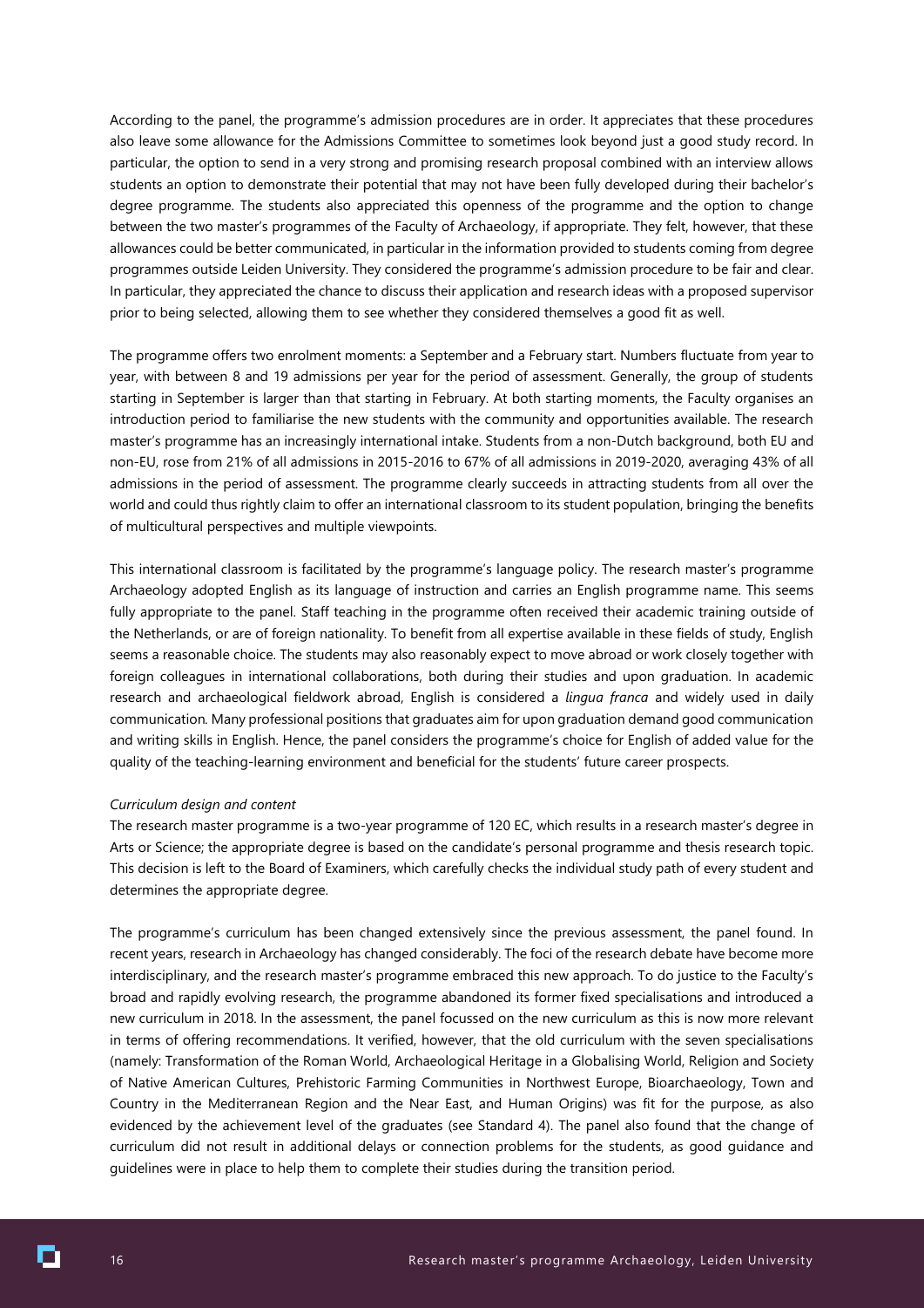According to the panel, the programme's admission procedures are in order. It appreciates that these procedures also leave some allowance for the Admissions Committee to sometimes look beyond just a good study record. In particular, the option to send in a very strong and promising research proposal combined with an interview allows students an option to demonstrate their potential that may not have been fully developed during their bachelor's degree programme. The students also appreciated this openness of the programme and the option to change between the two master's programmes of the Faculty of Archaeology, if appropriate. They felt, however, that these allowances could be better communicated, in particular in the information provided to students coming from degree programmes outside Leiden University. They considered the programme's admission procedure to be fair and clear. In particular, they appreciated the chance to discuss their application and research ideas with a proposed supervisor prior to being selected, allowing them to see whether they considered themselves a good fit as well.

The programme offers two enrolment moments: a September and a February start. Numbers fluctuate from year to year, with between 8 and 19 admissions per year for the period of assessment. Generally, the group of students starting in September is larger than that starting in February. At both starting moments, the Faculty organises an introduction period to familiarise the new students with the community and opportunities available. The research master's programme has an increasingly international intake. Students from a non-Dutch background, both EU and non-EU, rose from 21% of all admissions in 2015-2016 to 67% of all admissions in 2019-2020, averaging 43% of all admissions in the period of assessment. The programme clearly succeeds in attracting students from all over the world and could thus rightly claim to offer an international classroom to its student population, bringing the benefits of multicultural perspectives and multiple viewpoints.

This international classroom is facilitated by the programme's language policy. The research master's programme Archaeology adopted English as its language of instruction and carries an English programme name. This seems fully appropriate to the panel. Staff teaching in the programme often received their academic training outside of the Netherlands, or are of foreign nationality. To benefit from all expertise available in these fields of study, English seems a reasonable choice. The students may also reasonably expect to move abroad or work closely together with foreign colleagues in international collaborations, both during their studies and upon graduation. In academic research and archaeological fieldwork abroad, English is considered a *lingua franca* and widely used in daily communication. Many professional positions that graduates aim for upon graduation demand good communication and writing skills in English. Hence, the panel considers the programme's choice for English of added value for the quality of the teaching-learning environment and beneficial for the students' future career prospects.

*Curriculum design and content*

The research master programme is a two-year programme of 120 EC, which results in a research master's degree in Arts or Science; the appropriate degree is based on the candidate's personal programme and thesis research topic. This decision is left to the Board of Examiners, which carefully checks the individual study path of every student and determines the appropriate degree.

The programme's curriculum has been changed extensively since the previous assessment, the panel found. In recent years, research in Archaeology has changed considerably. The foci of the research debate have become more interdisciplinary, and the research master's programme embraced this new approach. To do justice to the Faculty's broad and rapidly evolving research, the programme abandoned its former fixed specialisations and introduced a new curriculum in 2018. In the assessment, the panel focussed on the new curriculum as this is now more relevant in terms of offering recommendations. It verified, however, that the old curriculum with the seven specialisations (namely: Transformation of the Roman World, Archaeological Heritage in a Globalising World, Religion and Society of Native American Cultures, Prehistoric Farming Communities in Northwest Europe, Bioarchaeology, Town and Country in the Mediterranean Region and the Near East, and Human Origins) was fit for the purpose, as also evidenced by the achievement level of the graduates (see Standard 4). The panel also found that the change of curriculum did not result in additional delays or connection problems for the students, as good guidance and guidelines were in place to help them to complete their studies during the transition period.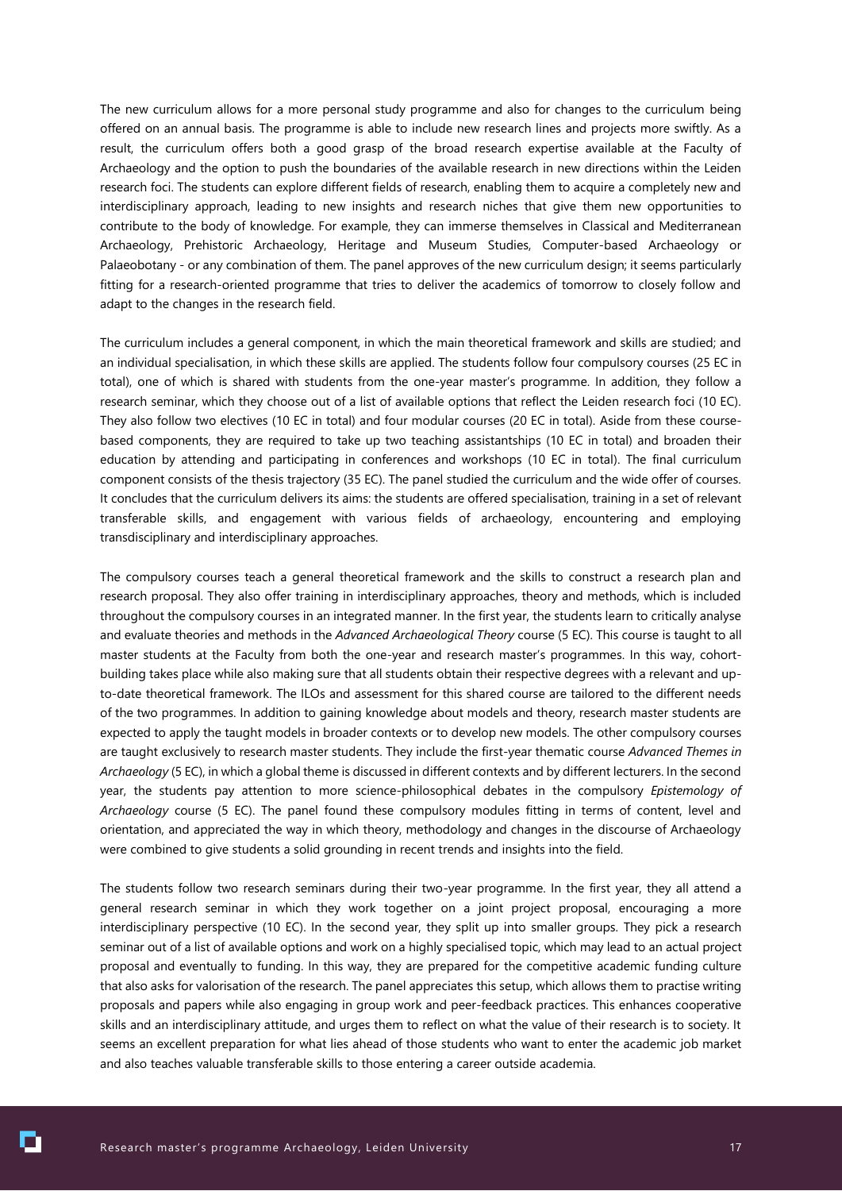The new curriculum allows for a more personal study programme and also for changes to the curriculum being offered on an annual basis. The programme is able to include new research lines and projects more swiftly. As a result, the curriculum offers both a good grasp of the broad research expertise available at the Faculty of Archaeology and the option to push the boundaries of the available research in new directions within the Leiden research foci. The students can explore different fields of research, enabling them to acquire a completely new and interdisciplinary approach, leading to new insights and research niches that give them new opportunities to contribute to the body of knowledge. For example, they can immerse themselves in Classical and Mediterranean Archaeology, Prehistoric Archaeology, Heritage and Museum Studies, Computer-based Archaeology or Palaeobotany - or any combination of them. The panel approves of the new curriculum design; it seems particularly fitting for a research-oriented programme that tries to deliver the academics of tomorrow to closely follow and adapt to the changes in the research field.

The curriculum includes a general component, in which the main theoretical framework and skills are studied; and an individual specialisation, in which these skills are applied. The students follow four compulsory courses (25 EC in total), one of which is shared with students from the one-year master's programme. In addition, they follow a research seminar, which they choose out of a list of available options that reflect the Leiden research foci (10 EC). They also follow two electives (10 EC in total) and four modular courses (20 EC in total). Aside from these course-based components, they are required to take up two teaching assistantships (10 EC in total) and broaden their education by attending and participating in conferences and workshops (10 EC in total). The final curriculum component consists of the thesis trajectory (35 EC). The panel studied the curriculum and the wide offer of courses. It concludes that the curriculum delivers its aims: the students are offered specialisation, training in a set of relevant transferable skills, and engagement with various fields of archaeology, encountering and employing transdisciplinary and interdisciplinary approaches.

The compulsory courses teach a general theoretical framework and the skills to construct a research plan and research proposal. They also offer training in interdisciplinary approaches, theory and methods, which is included throughout the compulsory courses in an integrated manner. In the first year, the students learn to critically analyse and evaluate theories and methods in the *Advanced Archaeological Theory* course (5 EC). This course is taught to all master students at the Faculty from both the one-year and research master's programmes. In this way, cohort-building takes place while also making sure that all students obtain their respective degrees with a relevant and up-to-date theoretical framework. The ILOs and assessment for this shared course are tailored to the different needs of the two programmes. In addition to gaining knowledge about models and theory, research master students are expected to apply the taught models in broader contexts or to develop new models. The other compulsory courses are taught exclusively to research master students. They include the first-year thematic course *Advanced Themes in Archaeology* (5 EC), in which a global theme is discussed in different contexts and by different lecturers. In the second year, the students pay attention to more science-philosophical debates in the compulsory *Epistemology of Archaeology* course (5 EC). The panel found these compulsory modules fitting in terms of content, level and orientation, and appreciated the way in which theory, methodology and changes in the discourse of Archaeology were combined to give students a solid grounding in recent trends and insights into the field.

The students follow two research seminars during their two-year programme. In the first year, they all attend a general research seminar in which they work together on a joint project proposal, encouraging a more interdisciplinary perspective (10 EC). In the second year, they split up into smaller groups. They pick a research seminar out of a list of available options and work on a highly specialised topic, which may lead to an actual project proposal and eventually to funding. In this way, they are prepared for the competitive academic funding culture that also asks for valorisation of the research. The panel appreciates this setup, which allows them to practise writing proposals and papers while also engaging in group work and peer-feedback practices. This enhances cooperative skills and an interdisciplinary attitude, and urges them to reflect on what the value of their research is to society. It seems an excellent preparation for what lies ahead of those students who want to enter the academic job market and also teaches valuable transferable skills to those entering a career outside academia.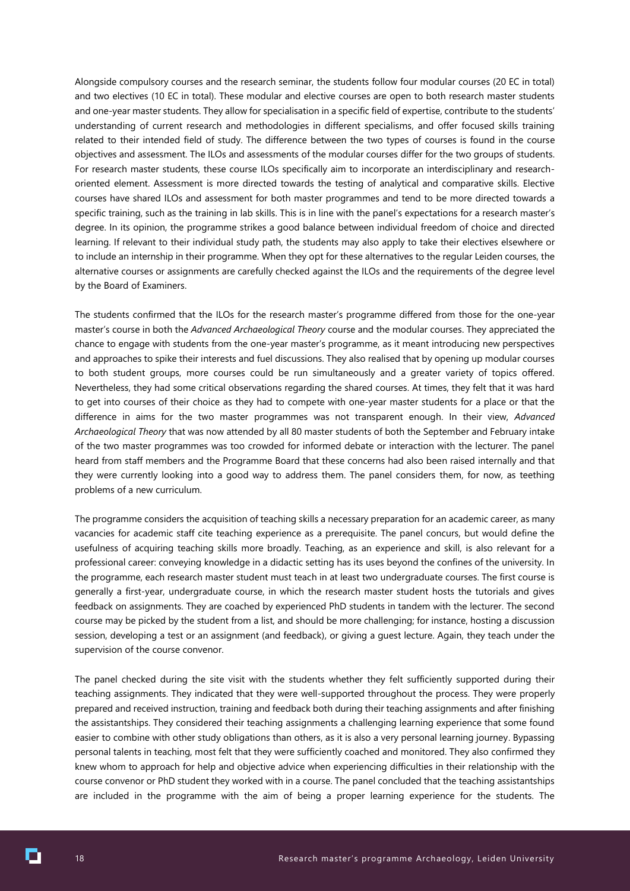Alongside compulsory courses and the research seminar, the students follow four modular courses (20 EC in total) and two electives (10 EC in total). These modular and elective courses are open to both research master students and one-year master students. They allow for specialisation in a specific field of expertise, contribute to the students' understanding of current research and methodologies in different specialisms, and offer focused skills training related to their intended field of study. The difference between the two types of courses is found in the course objectives and assessment. The ILOs and assessments of the modular courses differ for the two groups of students. For research master students, these course ILOs specifically aim to incorporate an interdisciplinary and research-oriented element. Assessment is more directed towards the testing of analytical and comparative skills. Elective courses have shared ILOs and assessment for both master programmes and tend to be more directed towards a specific training, such as the training in lab skills. This is in line with the panel's expectations for a research master's degree. In its opinion, the programme strikes a good balance between individual freedom of choice and directed learning. If relevant to their individual study path, the students may also apply to take their electives elsewhere or to include an internship in their programme. When they opt for these alternatives to the regular Leiden courses, the alternative courses or assignments are carefully checked against the ILOs and the requirements of the degree level by the Board of Examiners.

The students confirmed that the ILOs for the research master's programme differed from those for the one-year master's course in both the *Advanced Archaeological Theory* course and the modular courses. They appreciated the chance to engage with students from the one-year master's programme, as it meant introducing new perspectives and approaches to spike their interests and fuel discussions. They also realised that by opening up modular courses to both student groups, more courses could be run simultaneously and a greater variety of topics offered. Nevertheless, they had some critical observations regarding the shared courses. At times, they felt that it was hard to get into courses of their choice as they had to compete with one-year master students for a place or that the difference in aims for the two master programmes was not transparent enough. In their view, *Advanced Archaeological Theory* that was now attended by all 80 master students of both the September and February intake of the two master programmes was too crowded for informed debate or interaction with the lecturer. The panel heard from staff members and the Programme Board that these concerns had also been raised internally and that they were currently looking into a good way to address them. The panel considers them, for now, as teething problems of a new curriculum.

The programme considers the acquisition of teaching skills a necessary preparation for an academic career, as many vacancies for academic staff cite teaching experience as a prerequisite. The panel concurs, but would define the usefulness of acquiring teaching skills more broadly. Teaching, as an experience and skill, is also relevant for a professional career: conveying knowledge in a didactic setting has its uses beyond the confines of the university. In the programme, each research master student must teach in at least two undergraduate courses. The first course is generally a first-year, undergraduate course, in which the research master student hosts the tutorials and gives feedback on assignments. They are coached by experienced PhD students in tandem with the lecturer. The second course may be picked by the student from a list, and should be more challenging; for instance, hosting a discussion session, developing a test or an assignment (and feedback), or giving a guest lecture. Again, they teach under the supervision of the course convenor.

The panel checked during the site visit with the students whether they felt sufficiently supported during their teaching assignments. They indicated that they were well-supported throughout the process. They were properly prepared and received instruction, training and feedback both during their teaching assignments and after finishing the assistantships. They considered their teaching assignments a challenging learning experience that some found easier to combine with other study obligations than others, as it is also a very personal learning journey. Bypassing personal talents in teaching, most felt that they were sufficiently coached and monitored. They also confirmed they knew whom to approach for help and objective advice when experiencing difficulties in their relationship with the course convenor or PhD student they worked with in a course. The panel concluded that the teaching assistantships are included in the programme with the aim of being a proper learning experience for the students. The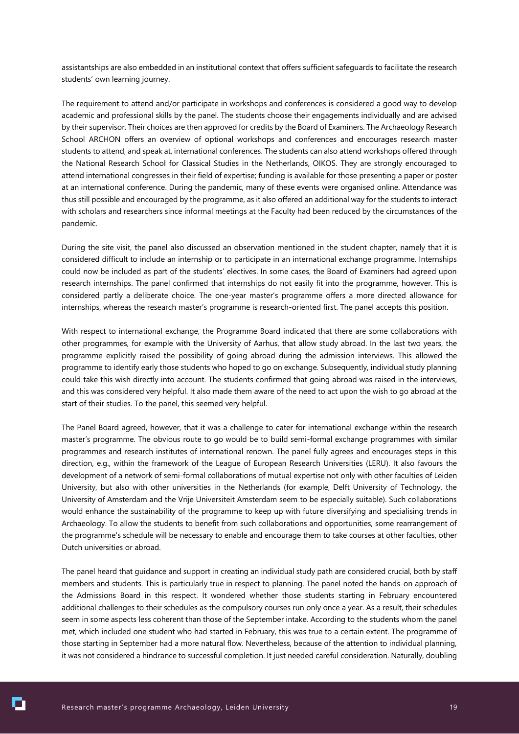assistantships are also embedded in an institutional context that offers sufficient safeguards to facilitate the research students' own learning journey.

The requirement to attend and/or participate in workshops and conferences is considered a good way to develop academic and professional skills by the panel. The students choose their engagements individually and are advised by their supervisor. Their choices are then approved for credits by the Board of Examiners. The Archaeology Research School ARCHON offers an overview of optional workshops and conferences and encourages research master students to attend, and speak at, international conferences. The students can also attend workshops offered through the National Research School for Classical Studies in the Netherlands, OIKOS. They are strongly encouraged to attend international congresses in their field of expertise; funding is available for those presenting a paper or poster at an international conference. During the pandemic, many of these events were organised online. Attendance was thus still possible and encouraged by the programme, as it also offered an additional way for the students to interact with scholars and researchers since informal meetings at the Faculty had been reduced by the circumstances of the pandemic.

During the site visit, the panel also discussed an observation mentioned in the student chapter, namely that it is considered difficult to include an internship or to participate in an international exchange programme. Internships could now be included as part of the students' electives. In some cases, the Board of Examiners had agreed upon research internships. The panel confirmed that internships do not easily fit into the programme, however. This is considered partly a deliberate choice. The one-year master's programme offers a more directed allowance for internships, whereas the research master's programme is research-oriented first. The panel accepts this position.

With respect to international exchange, the Programme Board indicated that there are some collaborations with other programmes, for example with the University of Aarhus, that allow study abroad. In the last two years, the programme explicitly raised the possibility of going abroad during the admission interviews. This allowed the programme to identify early those students who hoped to go on exchange. Subsequently, individual study planning could take this wish directly into account. The students confirmed that going abroad was raised in the interviews, and this was considered very helpful. It also made them aware of the need to act upon the wish to go abroad at the start of their studies. To the panel, this seemed very helpful.

The Panel Board agreed, however, that it was a challenge to cater for international exchange within the research master's programme. The obvious route to go would be to build semi-formal exchange programmes with similar programmes and research institutes of international renown. The panel fully agrees and encourages steps in this direction, e.g., within the framework of the League of European Research Universities (LERU). It also favours the development of a network of semi-formal collaborations of mutual expertise not only with other faculties of Leiden University, but also with other universities in the Netherlands (for example, Delft University of Technology, the University of Amsterdam and the Vrije Universiteit Amsterdam seem to be especially suitable). Such collaborations would enhance the sustainability of the programme to keep up with future diversifying and specialising trends in Archaeology. To allow the students to benefit from such collaborations and opportunities, some rearrangement of the programme's schedule will be necessary to enable and encourage them to take courses at other faculties, other Dutch universities or abroad.

The panel heard that guidance and support in creating an individual study path are considered crucial, both by staff members and students. This is particularly true in respect to planning. The panel noted the hands-on approach of the Admissions Board in this respect. It wondered whether those students starting in February encountered additional challenges to their schedules as the compulsory courses run only once a year. As a result, their schedules seem in some aspects less coherent than those of the September intake. According to the students whom the panel met, which included one student who had started in February, this was true to a certain extent. The programme of those starting in September had a more natural flow. Nevertheless, because of the attention to individual planning, it was not considered a hindrance to successful completion. It just needed careful consideration. Naturally, doubling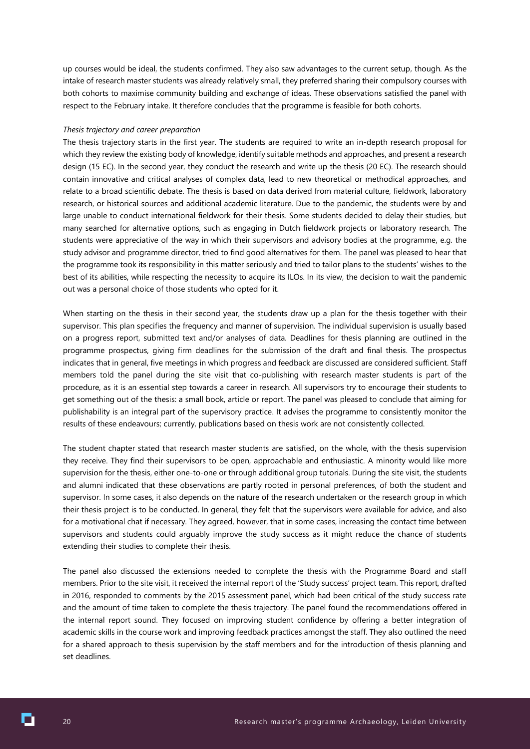up courses would be ideal, the students confirmed. They also saw advantages to the current setup, though. As the intake of research master students was already relatively small, they preferred sharing their compulsory courses with both cohorts to maximise community building and exchange of ideas. These observations satisfied the panel with respect to the February intake. It therefore concludes that the programme is feasible for both cohorts.

*Thesis trajectory and career preparation*

The thesis trajectory starts in the first year. The students are required to write an in-depth research proposal for which they review the existing body of knowledge, identify suitable methods and approaches, and present a research design (15 EC). In the second year, they conduct the research and write up the thesis (20 EC). The research should contain innovative and critical analyses of complex data, lead to new theoretical or methodical approaches, and relate to a broad scientific debate. The thesis is based on data derived from material culture, fieldwork, laboratory research, or historical sources and additional academic literature. Due to the pandemic, the students were by and large unable to conduct international fieldwork for their thesis. Some students decided to delay their studies, but many searched for alternative options, such as engaging in Dutch fieldwork projects or laboratory research. The students were appreciative of the way in which their supervisors and advisory bodies at the programme, e.g. the study advisor and programme director, tried to find good alternatives for them. The panel was pleased to hear that the programme took its responsibility in this matter seriously and tried to tailor plans to the students' wishes to the best of its abilities, while respecting the necessity to acquire its ILOs. In its view, the decision to wait the pandemic out was a personal choice of those students who opted for it.

When starting on the thesis in their second year, the students draw up a plan for the thesis together with their supervisor. This plan specifies the frequency and manner of supervision. The individual supervision is usually based on a progress report, submitted text and/or analyses of data. Deadlines for thesis planning are outlined in the programme prospectus, giving firm deadlines for the submission of the draft and final thesis. The prospectus indicates that in general, five meetings in which progress and feedback are discussed are considered sufficient. Staff members told the panel during the site visit that co-publishing with research master students is part of the procedure, as it is an essential step towards a career in research. All supervisors try to encourage their students to get something out of the thesis: a small book, article or report. The panel was pleased to conclude that aiming for publishability is an integral part of the supervisory practice. It advises the programme to consistently monitor the results of these endeavours; currently, publications based on thesis work are not consistently collected.

The student chapter stated that research master students are satisfied, on the whole, with the thesis supervision they receive. They find their supervisors to be open, approachable and enthusiastic. A minority would like more supervision for the thesis, either one-to-one or through additional group tutorials. During the site visit, the students and alumni indicated that these observations are partly rooted in personal preferences, of both the student and supervisor. In some cases, it also depends on the nature of the research undertaken or the research group in which their thesis project is to be conducted. In general, they felt that the supervisors were available for advice, and also for a motivational chat if necessary. They agreed, however, that in some cases, increasing the contact time between supervisors and students could arguably improve the study success as it might reduce the chance of students extending their studies to complete their thesis.

The panel also discussed the extensions needed to complete the thesis with the Programme Board and staff members. Prior to the site visit, it received the internal report of the 'Study success' project team. This report, drafted in 2016, responded to comments by the 2015 assessment panel, which had been critical of the study success rate and the amount of time taken to complete the thesis trajectory. The panel found the recommendations offered in the internal report sound. They focused on improving student confidence by offering a better integration of academic skills in the course work and improving feedback practices amongst the staff. They also outlined the need for a shared approach to thesis supervision by the staff members and for the introduction of thesis planning and set deadlines.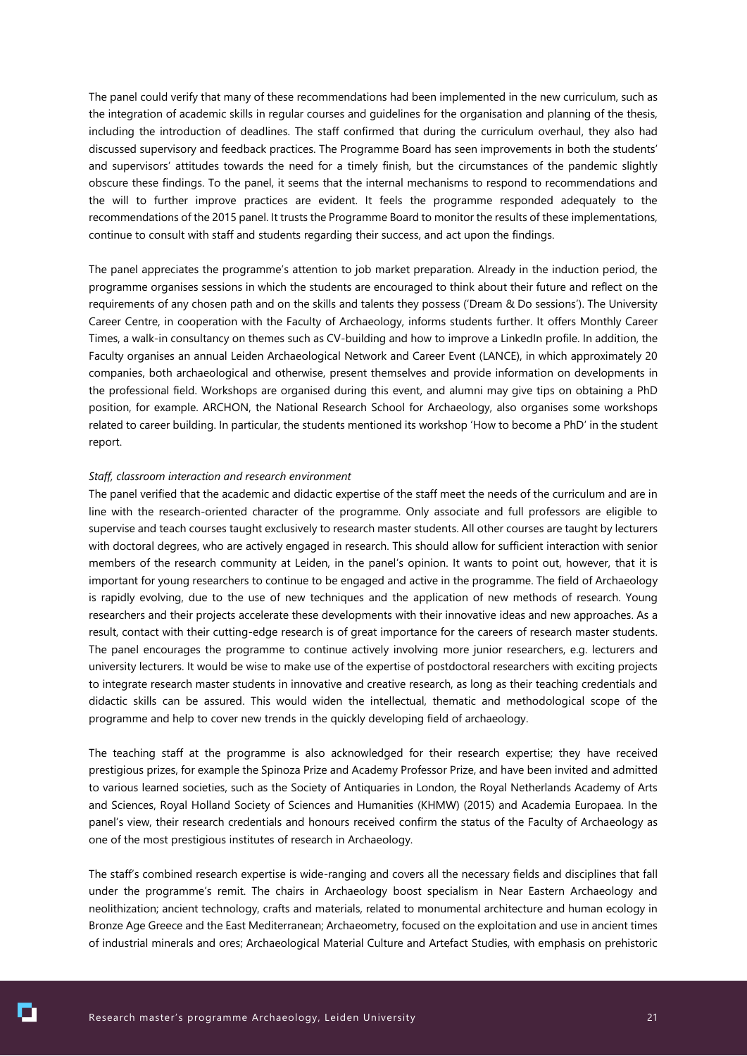The panel could verify that many of these recommendations had been implemented in the new curriculum, such as the integration of academic skills in regular courses and guidelines for the organisation and planning of the thesis, including the introduction of deadlines. The staff confirmed that during the curriculum overhaul, they also had discussed supervisory and feedback practices. The Programme Board has seen improvements in both the students' and supervisors' attitudes towards the need for a timely finish, but the circumstances of the pandemic slightly obscure these findings. To the panel, it seems that the internal mechanisms to respond to recommendations and the will to further improve practices are evident. It feels the programme responded adequately to the recommendations of the 2015 panel. It trusts the Programme Board to monitor the results of these implementations, continue to consult with staff and students regarding their success, and act upon the findings.

The panel appreciates the programme's attention to job market preparation. Already in the induction period, the programme organises sessions in which the students are encouraged to think about their future and reflect on the requirements of any chosen path and on the skills and talents they possess ('Dream & Do sessions'). The University Career Centre, in cooperation with the Faculty of Archaeology, informs students further. It offers Monthly Career Times, a walk-in consultancy on themes such as CV-building and how to improve a LinkedIn profile. In addition, the Faculty organises an annual Leiden Archaeological Network and Career Event (LANCE), in which approximately 20 companies, both archaeological and otherwise, present themselves and provide information on developments in the professional field. Workshops are organised during this event, and alumni may give tips on obtaining a PhD position, for example. ARCHON, the National Research School for Archaeology, also organises some workshops related to career building. In particular, the students mentioned its workshop 'How to become a PhD' in the student report.

*Staff, classroom interaction and research environment*

The panel verified that the academic and didactic expertise of the staff meet the needs of the curriculum and are in line with the research-oriented character of the programme. Only associate and full professors are eligible to supervise and teach courses taught exclusively to research master students. All other courses are taught by lecturers with doctoral degrees, who are actively engaged in research. This should allow for sufficient interaction with senior members of the research community at Leiden, in the panel's opinion. It wants to point out, however, that it is important for young researchers to continue to be engaged and active in the programme. The field of Archaeology is rapidly evolving, due to the use of new techniques and the application of new methods of research. Young researchers and their projects accelerate these developments with their innovative ideas and new approaches. As a result, contact with their cutting-edge research is of great importance for the careers of research master students. The panel encourages the programme to continue actively involving more junior researchers, e.g. lecturers and university lecturers. It would be wise to make use of the expertise of postdoctoral researchers with exciting projects to integrate research master students in innovative and creative research, as long as their teaching credentials and didactic skills can be assured. This would widen the intellectual, thematic and methodological scope of the programme and help to cover new trends in the quickly developing field of archaeology.

The teaching staff at the programme is also acknowledged for their research expertise; they have received prestigious prizes, for example the Spinoza Prize and Academy Professor Prize, and have been invited and admitted to various learned societies, such as the Society of Antiquaries in London, the Royal Netherlands Academy of Arts and Sciences, Royal Holland Society of Sciences and Humanities (KHMW) (2015) and Academia Europaea. In the panel's view, their research credentials and honours received confirm the status of the Faculty of Archaeology as one of the most prestigious institutes of research in Archaeology.

The staff's combined research expertise is wide-ranging and covers all the necessary fields and disciplines that fall under the programme's remit. The chairs in Archaeology boost specialism in Near Eastern Archaeology and neolithization; ancient technology, crafts and materials, related to monumental architecture and human ecology in Bronze Age Greece and the East Mediterranean; Archaeometry, focused on the exploitation and use in ancient times of industrial minerals and ores; Archaeological Material Culture and Artefact Studies, with emphasis on prehistoric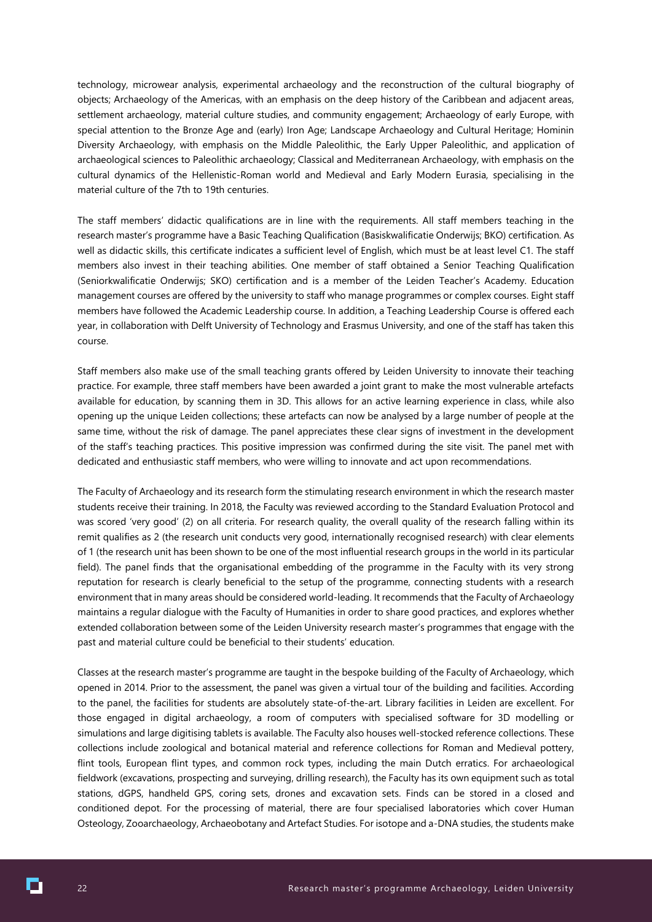technology, microwear analysis, experimental archaeology and the reconstruction of the cultural biography of objects; Archaeology of the Americas, with an emphasis on the deep history of the Caribbean and adjacent areas, settlement archaeology, material culture studies, and community engagement; Archaeology of early Europe, with special attention to the Bronze Age and (early) Iron Age; Landscape Archaeology and Cultural Heritage; Hominin Diversity Archaeology, with emphasis on the Middle Paleolithic, the Early Upper Paleolithic, and application of archaeological sciences to Paleolithic archaeology; Classical and Mediterranean Archaeology, with emphasis on the cultural dynamics of the Hellenistic-Roman world and Medieval and Early Modern Eurasia, specialising in the material culture of the 7th to 19th centuries.

The staff members' didactic qualifications are in line with the requirements. All staff members teaching in the research master's programme have a Basic Teaching Qualification (Basiskwalificatie Onderwijs; BKO) certification. As well as didactic skills, this certificate indicates a sufficient level of English, which must be at least level C1. The staff members also invest in their teaching abilities. One member of staff obtained a Senior Teaching Qualification (Seniorkwalificatie Onderwijs; SKO) certification and is a member of the Leiden Teacher's Academy. Education management courses are offered by the university to staff who manage programmes or complex courses. Eight staff members have followed the Academic Leadership course. In addition, a Teaching Leadership Course is offered each year, in collaboration with Delft University of Technology and Erasmus University, and one of the staff has taken this course.

Staff members also make use of the small teaching grants offered by Leiden University to innovate their teaching practice. For example, three staff members have been awarded a joint grant to make the most vulnerable artefacts available for education, by scanning them in 3D. This allows for an active learning experience in class, while also opening up the unique Leiden collections; these artefacts can now be analysed by a large number of people at the same time, without the risk of damage. The panel appreciates these clear signs of investment in the development of the staff's teaching practices. This positive impression was confirmed during the site visit. The panel met with dedicated and enthusiastic staff members, who were willing to innovate and act upon recommendations.

The Faculty of Archaeology and its research form the stimulating research environment in which the research master students receive their training. In 2018, the Faculty was reviewed according to the Standard Evaluation Protocol and was scored 'very good' (2) on all criteria. For research quality, the overall quality of the research falling within its remit qualifies as 2 (the research unit conducts very good, internationally recognised research) with clear elements of 1 (the research unit has been shown to be one of the most influential research groups in the world in its particular field). The panel finds that the organisational embedding of the programme in the Faculty with its very strong reputation for research is clearly beneficial to the setup of the programme, connecting students with a research environment that in many areas should be considered world-leading. It recommends that the Faculty of Archaeology maintains a regular dialogue with the Faculty of Humanities in order to share good practices, and explores whether extended collaboration between some of the Leiden University research master's programmes that engage with the past and material culture could be beneficial to their students' education.

Classes at the research master's programme are taught in the bespoke building of the Faculty of Archaeology, which opened in 2014. Prior to the assessment, the panel was given a virtual tour of the building and facilities. According to the panel, the facilities for students are absolutely state-of-the-art. Library facilities in Leiden are excellent. For those engaged in digital archaeology, a room of computers with specialised software for 3D modelling or simulations and large digitising tablets is available. The Faculty also houses well-stocked reference collections. These collections include zoological and botanical material and reference collections for Roman and Medieval pottery, flint tools, European flint types, and common rock types, including the main Dutch erratics. For archaeological fieldwork (excavations, prospecting and surveying, drilling research), the Faculty has its own equipment such as total stations, dGPS, handheld GPS, coring sets, drones and excavation sets. Finds can be stored in a closed and conditioned depot. For the processing of material, there are four specialised laboratories which cover Human Osteology, Zooarchaeology, Archaeobotany and Artefact Studies. For isotope and a-DNA studies, the students make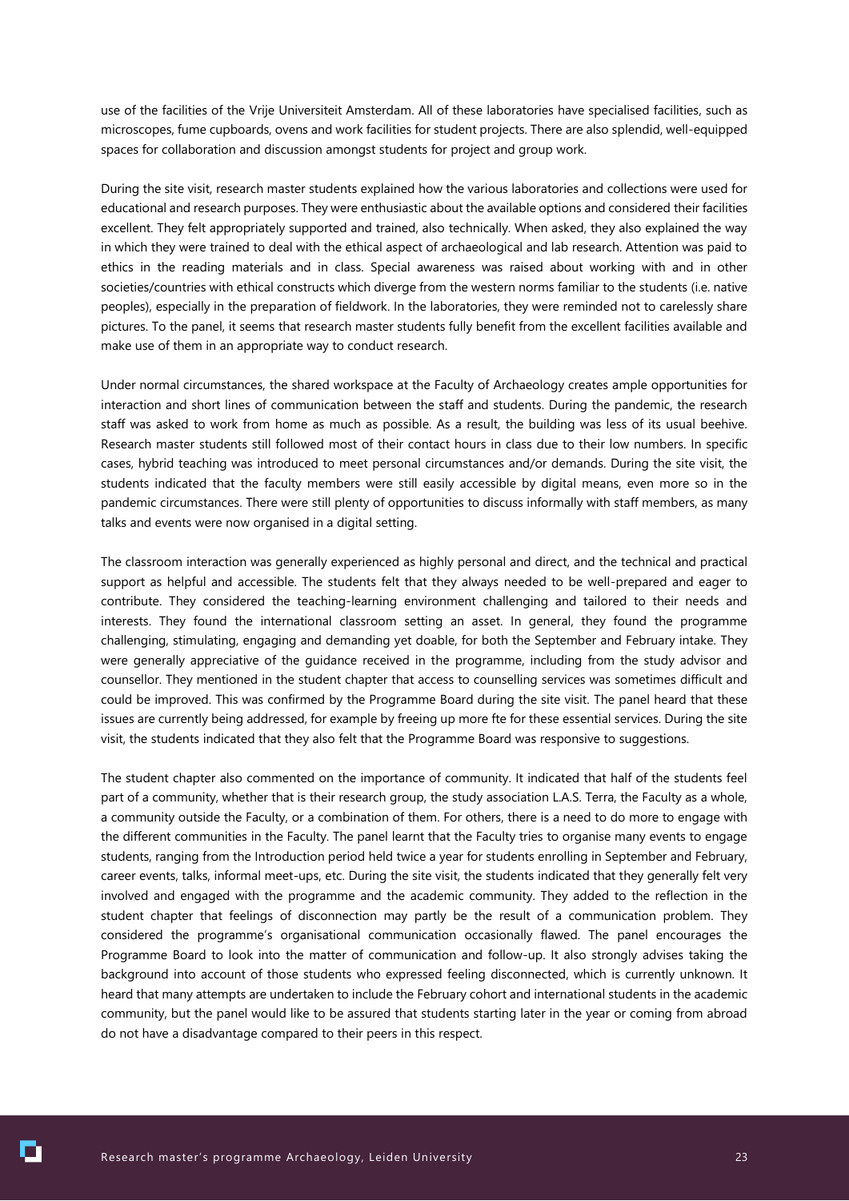use of the facilities of the Vrije Universiteit Amsterdam. All of these laboratories have specialised facilities, such as microscopes, fume cupboards, ovens and work facilities for student projects. There are also splendid, well-equipped spaces for collaboration and discussion amongst students for project and group work.

During the site visit, research master students explained how the various laboratories and collections were used for educational and research purposes. They were enthusiastic about the available options and considered their facilities excellent. They felt appropriately supported and trained, also technically. When asked, they also explained the way in which they were trained to deal with the ethical aspect of archaeological and lab research. Attention was paid to ethics in the reading materials and in class. Special awareness was raised about working with and in other societies/countries with ethical constructs which diverge from the western norms familiar to the students (i.e. native peoples), especially in the preparation of fieldwork. In the laboratories, they were reminded not to carelessly share pictures. To the panel, it seems that research master students fully benefit from the excellent facilities available and make use of them in an appropriate way to conduct research.

Under normal circumstances, the shared workspace at the Faculty of Archaeology creates ample opportunities for interaction and short lines of communication between the staff and students. During the pandemic, the research staff was asked to work from home as much as possible. As a result, the building was less of its usual beehive. Research master students still followed most of their contact hours in class due to their low numbers. In specific cases, hybrid teaching was introduced to meet personal circumstances and/or demands. During the site visit, the students indicated that the faculty members were still easily accessible by digital means, even more so in the pandemic circumstances. There were still plenty of opportunities to discuss informally with staff members, as many talks and events were now organised in a digital setting.

The classroom interaction was generally experienced as highly personal and direct, and the technical and practical support as helpful and accessible. The students felt that they always needed to be well-prepared and eager to contribute. They considered the teaching-learning environment challenging and tailored to their needs and interests. They found the international classroom setting an asset. In general, they found the programme challenging, stimulating, engaging and demanding yet doable, for both the September and February intake. They were generally appreciative of the guidance received in the programme, including from the study advisor and counsellor. They mentioned in the student chapter that access to counselling services was sometimes difficult and could be improved. This was confirmed by the Programme Board during the site visit. The panel heard that these issues are currently being addressed, for example by freeing up more fte for these essential services. During the site visit, the students indicated that they also felt that the Programme Board was responsive to suggestions.

The student chapter also commented on the importance of community. It indicated that half of the students feel part of a community, whether that is their research group, the study association L.A.S. Terra, the Faculty as a whole, a community outside the Faculty, or a combination of them. For others, there is a need to do more to engage with the different communities in the Faculty. The panel learnt that the Faculty tries to organise many events to engage students, ranging from the Introduction period held twice a year for students enrolling in September and February, career events, talks, informal meet-ups, etc. During the site visit, the students indicated that they generally felt very involved and engaged with the programme and the academic community. They added to the reflection in the student chapter that feelings of disconnection may partly be the result of a communication problem. They considered the programme's organisational communication occasionally flawed. The panel encourages the Programme Board to look into the matter of communication and follow-up. It also strongly advises taking the background into account of those students who expressed feeling disconnected, which is currently unknown. It heard that many attempts are undertaken to include the February cohort and international students in the academic community, but the panel would like to be assured that students starting later in the year or coming from abroad do not have a disadvantage compared to their peers in this respect.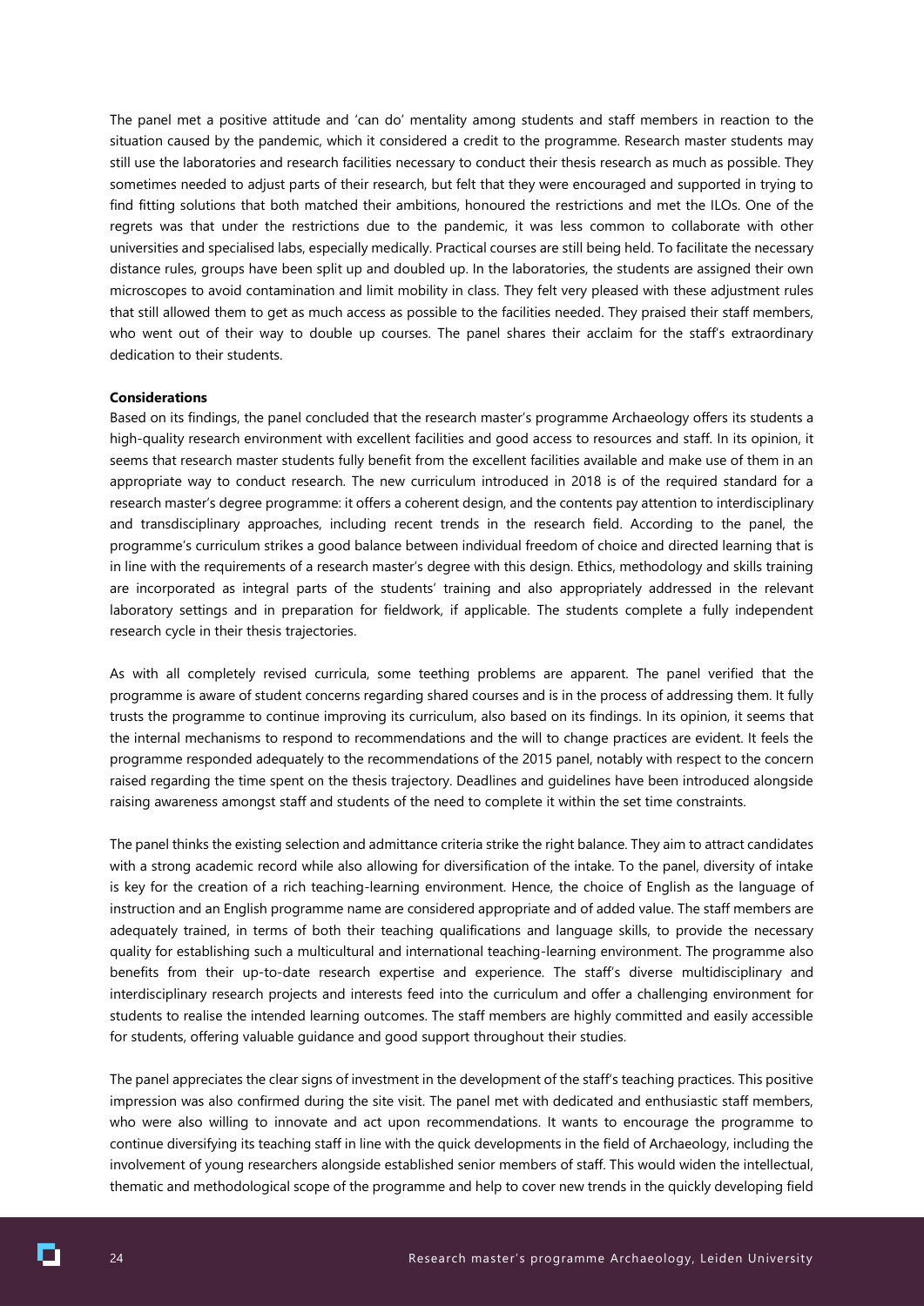The panel met a positive attitude and 'can do' mentality among students and staff members in reaction to the situation caused by the pandemic, which it considered a credit to the programme. Research master students may still use the laboratories and research facilities necessary to conduct their thesis research as much as possible. They sometimes needed to adjust parts of their research, but felt that they were encouraged and supported in trying to find fitting solutions that both matched their ambitions, honoured the restrictions and met the ILOs. One of the regrets was that under the restrictions due to the pandemic, it was less common to collaborate with other universities and specialised labs, especially medically. Practical courses are still being held. To facilitate the necessary distance rules, groups have been split up and doubled up. In the laboratories, the students are assigned their own microscopes to avoid contamination and limit mobility in class. They felt very pleased with these adjustment rules that still allowed them to get as much access as possible to the facilities needed. They praised their staff members, who went out of their way to double up courses. The panel shares their acclaim for the staff's extraordinary dedication to their students.

**Considerations**

Based on its findings, the panel concluded that the research master's programme Archaeology offers its students a high-quality research environment with excellent facilities and good access to resources and staff. In its opinion, it seems that research master students fully benefit from the excellent facilities available and make use of them in an appropriate way to conduct research. The new curriculum introduced in 2018 is of the required standard for a research master's degree programme: it offers a coherent design, and the contents pay attention to interdisciplinary and transdisciplinary approaches, including recent trends in the research field. According to the panel, the programme's curriculum strikes a good balance between individual freedom of choice and directed learning that is in line with the requirements of a research master's degree with this design. Ethics, methodology and skills training are incorporated as integral parts of the students' training and also appropriately addressed in the relevant laboratory settings and in preparation for fieldwork, if applicable. The students complete a fully independent research cycle in their thesis trajectories.

As with all completely revised curricula, some teething problems are apparent. The panel verified that the programme is aware of student concerns regarding shared courses and is in the process of addressing them. It fully trusts the programme to continue improving its curriculum, also based on its findings. In its opinion, it seems that the internal mechanisms to respond to recommendations and the will to change practices are evident. It feels the programme responded adequately to the recommendations of the 2015 panel, notably with respect to the concern raised regarding the time spent on the thesis trajectory. Deadlines and guidelines have been introduced alongside raising awareness amongst staff and students of the need to complete it within the set time constraints.

The panel thinks the existing selection and admittance criteria strike the right balance. They aim to attract candidates with a strong academic record while also allowing for diversification of the intake. To the panel, diversity of intake is key for the creation of a rich teaching-learning environment. Hence, the choice of English as the language of instruction and an English programme name are considered appropriate and of added value. The staff members are adequately trained, in terms of both their teaching qualifications and language skills, to provide the necessary quality for establishing such a multicultural and international teaching-learning environment. The programme also benefits from their up-to-date research expertise and experience. The staff's diverse multidisciplinary and interdisciplinary research projects and interests feed into the curriculum and offer a challenging environment for students to realise the intended learning outcomes. The staff members are highly committed and easily accessible for students, offering valuable guidance and good support throughout their studies.

The panel appreciates the clear signs of investment in the development of the staff's teaching practices. This positive impression was also confirmed during the site visit. The panel met with dedicated and enthusiastic staff members, who were also willing to innovate and act upon recommendations. It wants to encourage the programme to continue diversifying its teaching staff in line with the quick developments in the field of Archaeology, including the involvement of young researchers alongside established senior members of staff. This would widen the intellectual, thematic and methodological scope of the programme and help to cover new trends in the quickly developing field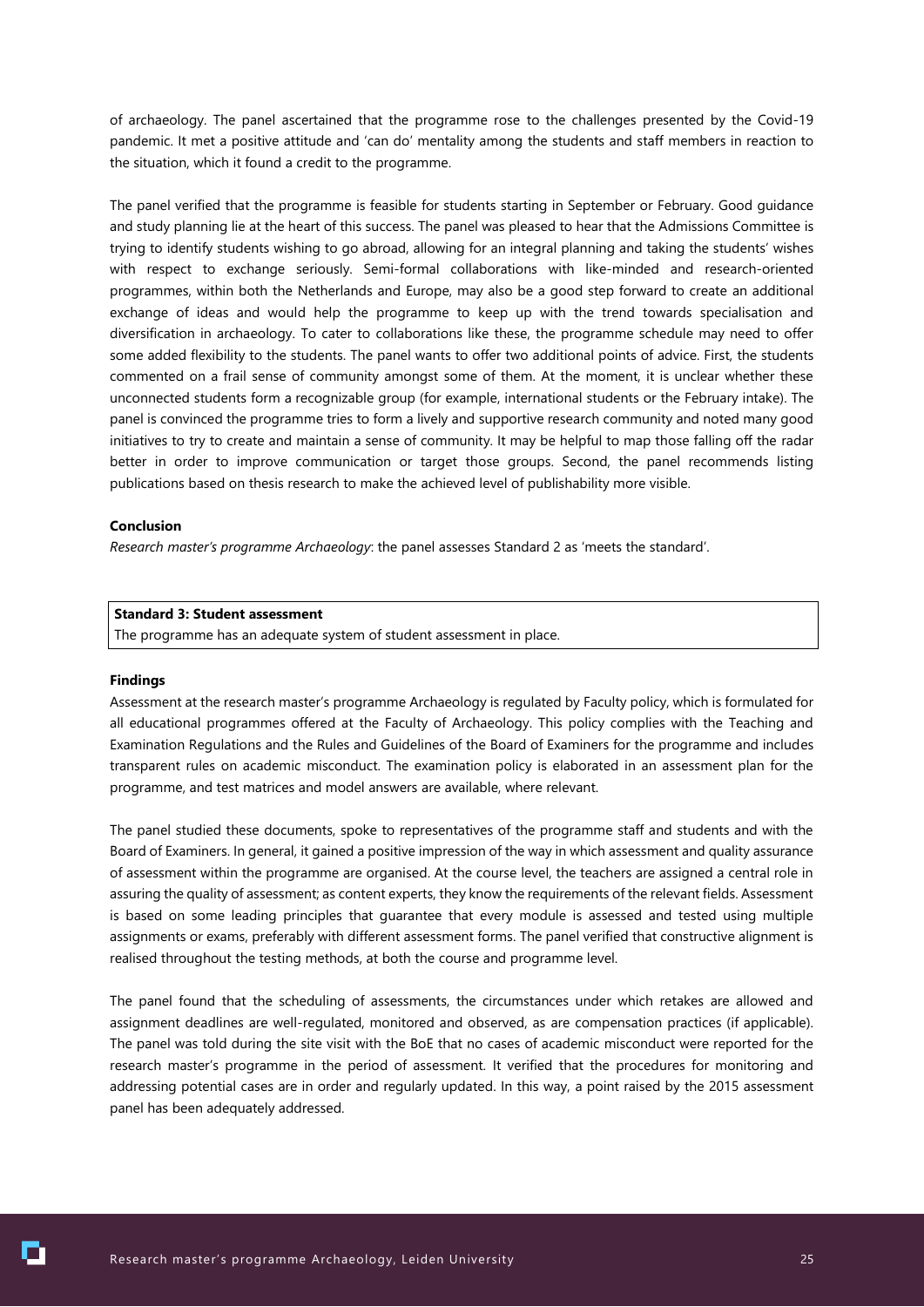of archaeology. The panel ascertained that the programme rose to the challenges presented by the Covid-19 pandemic. It met a positive attitude and 'can do' mentality among the students and staff members in reaction to the situation, which it found a credit to the programme.

The panel verified that the programme is feasible for students starting in September or February. Good guidance and study planning lie at the heart of this success. The panel was pleased to hear that the Admissions Committee is trying to identify students wishing to go abroad, allowing for an integral planning and taking the students' wishes with respect to exchange seriously. Semi-formal collaborations with like-minded and research-oriented programmes, within both the Netherlands and Europe, may also be a good step forward to create an additional exchange of ideas and would help the programme to keep up with the trend towards specialisation and diversification in archaeology. To cater to collaborations like these, the programme schedule may need to offer some added flexibility to the students. The panel wants to offer two additional points of advice. First, the students commented on a frail sense of community amongst some of them. At the moment, it is unclear whether these unconnected students form a recognizable group (for example, international students or the February intake). The panel is convinced the programme tries to form a lively and supportive research community and noted many good initiatives to try to create and maintain a sense of community. It may be helpful to map those falling off the radar better in order to improve communication or target those groups. Second, the panel recommends listing publications based on thesis research to make the achieved level of publishability more visible.

**Conclusion**

*Research master's programme Archaeology*: the panel assesses Standard 2 as 'meets the standard'.

| **Standard 3: Student assessment** |
|---|
| The programme has an adequate system of student assessment in place. |

**Findings**

Assessment at the research master's programme Archaeology is regulated by Faculty policy, which is formulated for all educational programmes offered at the Faculty of Archaeology. This policy complies with the Teaching and Examination Regulations and the Rules and Guidelines of the Board of Examiners for the programme and includes transparent rules on academic misconduct. The examination policy is elaborated in an assessment plan for the programme, and test matrices and model answers are available, where relevant.

The panel studied these documents, spoke to representatives of the programme staff and students and with the Board of Examiners. In general, it gained a positive impression of the way in which assessment and quality assurance of assessment within the programme are organised. At the course level, the teachers are assigned a central role in assuring the quality of assessment; as content experts, they know the requirements of the relevant fields. Assessment is based on some leading principles that guarantee that every module is assessed and tested using multiple assignments or exams, preferably with different assessment forms. The panel verified that constructive alignment is realised throughout the testing methods, at both the course and programme level.

The panel found that the scheduling of assessments, the circumstances under which retakes are allowed and assignment deadlines are well-regulated, monitored and observed, as are compensation practices (if applicable). The panel was told during the site visit with the BoE that no cases of academic misconduct were reported for the research master's programme in the period of assessment. It verified that the procedures for monitoring and addressing potential cases are in order and regularly updated. In this way, a point raised by the 2015 assessment panel has been adequately addressed.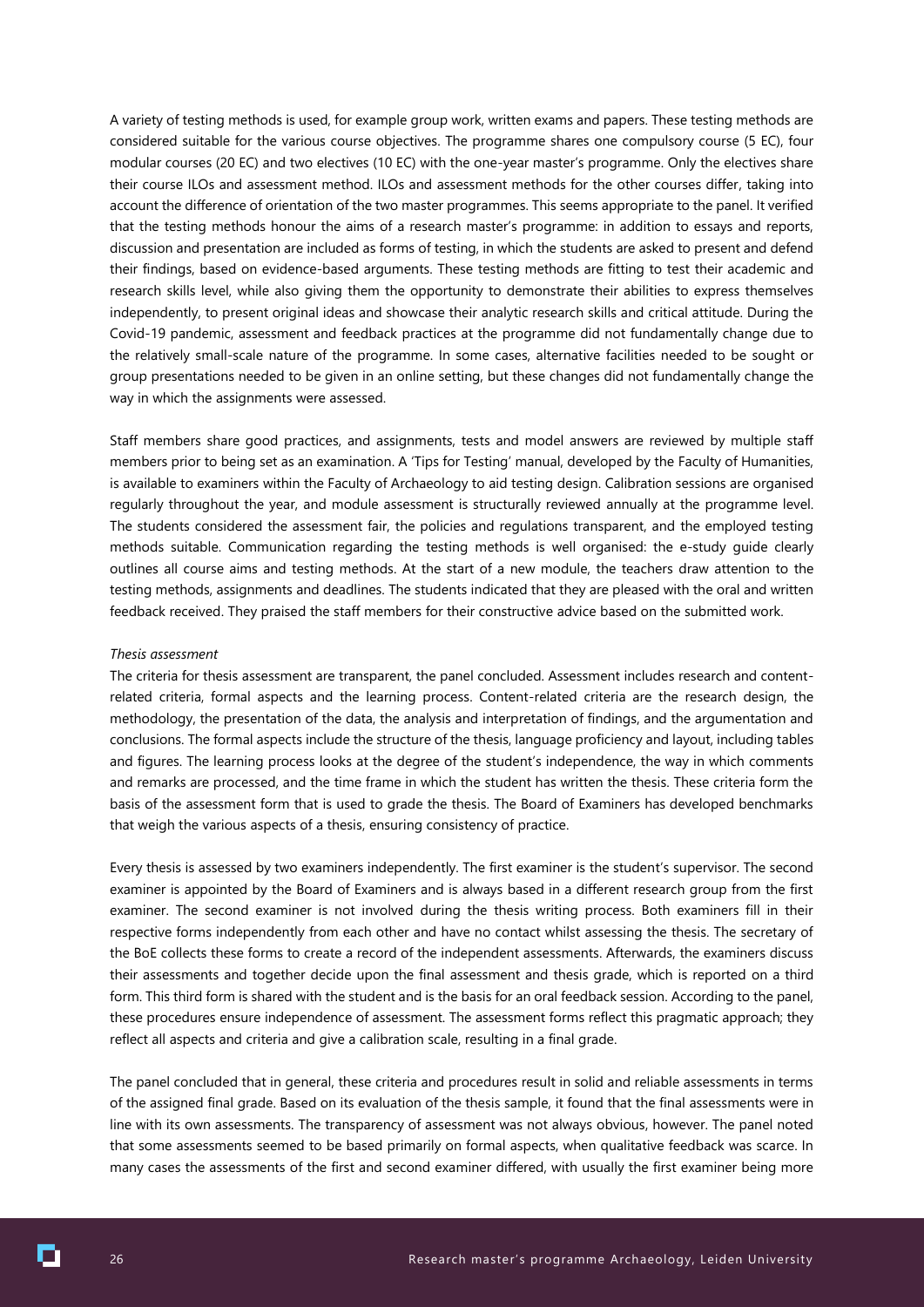A variety of testing methods is used, for example group work, written exams and papers. These testing methods are considered suitable for the various course objectives. The programme shares one compulsory course (5 EC), four modular courses (20 EC) and two electives (10 EC) with the one-year master's programme. Only the electives share their course ILOs and assessment method. ILOs and assessment methods for the other courses differ, taking into account the difference of orientation of the two master programmes. This seems appropriate to the panel. It verified that the testing methods honour the aims of a research master's programme: in addition to essays and reports, discussion and presentation are included as forms of testing, in which the students are asked to present and defend their findings, based on evidence-based arguments. These testing methods are fitting to test their academic and research skills level, while also giving them the opportunity to demonstrate their abilities to express themselves independently, to present original ideas and showcase their analytic research skills and critical attitude. During the Covid-19 pandemic, assessment and feedback practices at the programme did not fundamentally change due to the relatively small-scale nature of the programme. In some cases, alternative facilities needed to be sought or group presentations needed to be given in an online setting, but these changes did not fundamentally change the way in which the assignments were assessed.

Staff members share good practices, and assignments, tests and model answers are reviewed by multiple staff members prior to being set as an examination. A 'Tips for Testing' manual, developed by the Faculty of Humanities, is available to examiners within the Faculty of Archaeology to aid testing design. Calibration sessions are organised regularly throughout the year, and module assessment is structurally reviewed annually at the programme level. The students considered the assessment fair, the policies and regulations transparent, and the employed testing methods suitable. Communication regarding the testing methods is well organised: the e-study guide clearly outlines all course aims and testing methods. At the start of a new module, the teachers draw attention to the testing methods, assignments and deadlines. The students indicated that they are pleased with the oral and written feedback received. They praised the staff members for their constructive advice based on the submitted work.

*Thesis assessment*

The criteria for thesis assessment are transparent, the panel concluded. Assessment includes research and content-related criteria, formal aspects and the learning process. Content-related criteria are the research design, the methodology, the presentation of the data, the analysis and interpretation of findings, and the argumentation and conclusions. The formal aspects include the structure of the thesis, language proficiency and layout, including tables and figures. The learning process looks at the degree of the student's independence, the way in which comments and remarks are processed, and the time frame in which the student has written the thesis. These criteria form the basis of the assessment form that is used to grade the thesis. The Board of Examiners has developed benchmarks that weigh the various aspects of a thesis, ensuring consistency of practice.

Every thesis is assessed by two examiners independently. The first examiner is the student's supervisor. The second examiner is appointed by the Board of Examiners and is always based in a different research group from the first examiner. The second examiner is not involved during the thesis writing process. Both examiners fill in their respective forms independently from each other and have no contact whilst assessing the thesis. The secretary of the BoE collects these forms to create a record of the independent assessments. Afterwards, the examiners discuss their assessments and together decide upon the final assessment and thesis grade, which is reported on a third form. This third form is shared with the student and is the basis for an oral feedback session. According to the panel, these procedures ensure independence of assessment. The assessment forms reflect this pragmatic approach; they reflect all aspects and criteria and give a calibration scale, resulting in a final grade.

The panel concluded that in general, these criteria and procedures result in solid and reliable assessments in terms of the assigned final grade. Based on its evaluation of the thesis sample, it found that the final assessments were in line with its own assessments. The transparency of assessment was not always obvious, however. The panel noted that some assessments seemed to be based primarily on formal aspects, when qualitative feedback was scarce. In many cases the assessments of the first and second examiner differed, with usually the first examiner being more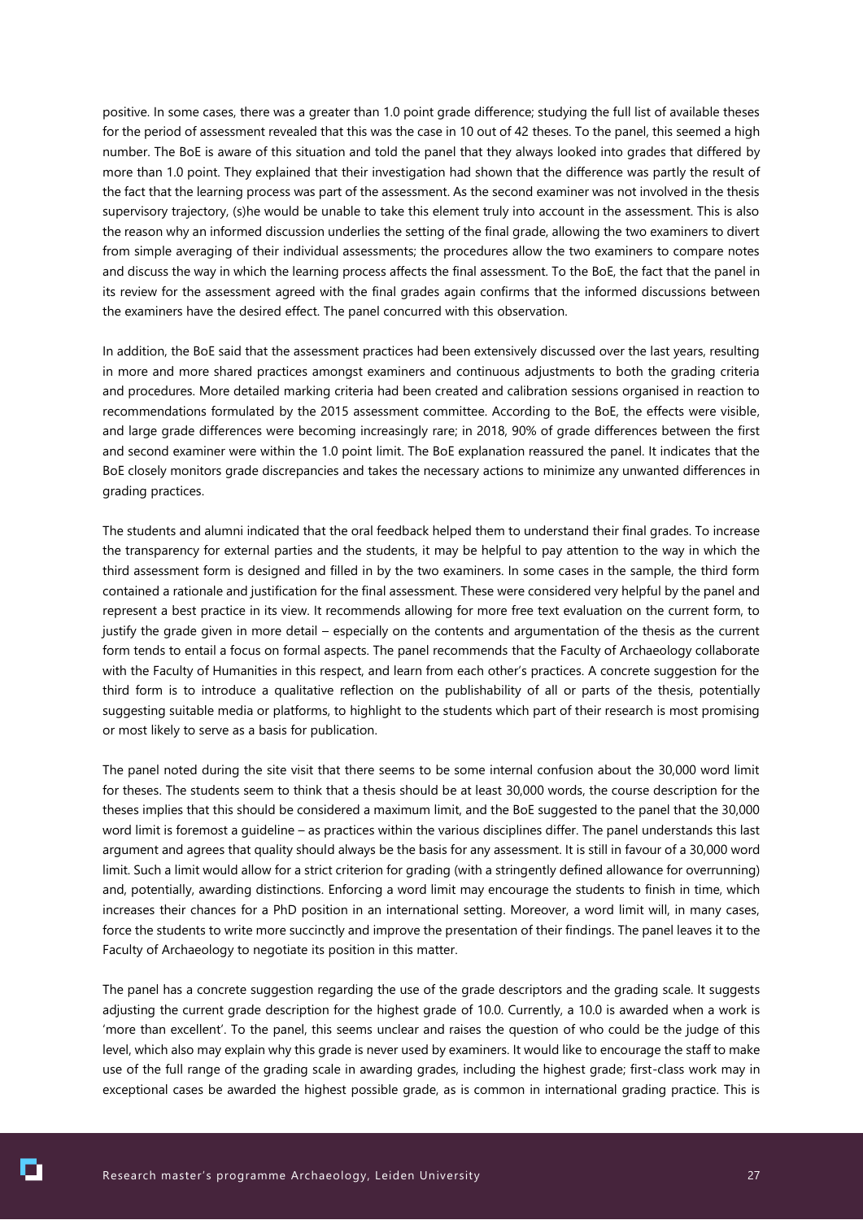positive. In some cases, there was a greater than 1.0 point grade difference; studying the full list of available theses for the period of assessment revealed that this was the case in 10 out of 42 theses. To the panel, this seemed a high number. The BoE is aware of this situation and told the panel that they always looked into grades that differed by more than 1.0 point. They explained that their investigation had shown that the difference was partly the result of the fact that the learning process was part of the assessment. As the second examiner was not involved in the thesis supervisory trajectory, (s)he would be unable to take this element truly into account in the assessment. This is also the reason why an informed discussion underlies the setting of the final grade, allowing the two examiners to divert from simple averaging of their individual assessments; the procedures allow the two examiners to compare notes and discuss the way in which the learning process affects the final assessment. To the BoE, the fact that the panel in its review for the assessment agreed with the final grades again confirms that the informed discussions between the examiners have the desired effect. The panel concurred with this observation.

In addition, the BoE said that the assessment practices had been extensively discussed over the last years, resulting in more and more shared practices amongst examiners and continuous adjustments to both the grading criteria and procedures. More detailed marking criteria had been created and calibration sessions organised in reaction to recommendations formulated by the 2015 assessment committee. According to the BoE, the effects were visible, and large grade differences were becoming increasingly rare; in 2018, 90% of grade differences between the first and second examiner were within the 1.0 point limit. The BoE explanation reassured the panel. It indicates that the BoE closely monitors grade discrepancies and takes the necessary actions to minimize any unwanted differences in grading practices.

The students and alumni indicated that the oral feedback helped them to understand their final grades. To increase the transparency for external parties and the students, it may be helpful to pay attention to the way in which the third assessment form is designed and filled in by the two examiners. In some cases in the sample, the third form contained a rationale and justification for the final assessment. These were considered very helpful by the panel and represent a best practice in its view. It recommends allowing for more free text evaluation on the current form, to justify the grade given in more detail – especially on the contents and argumentation of the thesis as the current form tends to entail a focus on formal aspects. The panel recommends that the Faculty of Archaeology collaborate with the Faculty of Humanities in this respect, and learn from each other's practices. A concrete suggestion for the third form is to introduce a qualitative reflection on the publishability of all or parts of the thesis, potentially suggesting suitable media or platforms, to highlight to the students which part of their research is most promising or most likely to serve as a basis for publication.

The panel noted during the site visit that there seems to be some internal confusion about the 30,000 word limit for theses. The students seem to think that a thesis should be at least 30,000 words, the course description for the theses implies that this should be considered a maximum limit, and the BoE suggested to the panel that the 30,000 word limit is foremost a guideline – as practices within the various disciplines differ. The panel understands this last argument and agrees that quality should always be the basis for any assessment. It is still in favour of a 30,000 word limit. Such a limit would allow for a strict criterion for grading (with a stringently defined allowance for overrunning) and, potentially, awarding distinctions. Enforcing a word limit may encourage the students to finish in time, which increases their chances for a PhD position in an international setting. Moreover, a word limit will, in many cases, force the students to write more succinctly and improve the presentation of their findings. The panel leaves it to the Faculty of Archaeology to negotiate its position in this matter.

The panel has a concrete suggestion regarding the use of the grade descriptors and the grading scale. It suggests adjusting the current grade description for the highest grade of 10.0. Currently, a 10.0 is awarded when a work is 'more than excellent'. To the panel, this seems unclear and raises the question of who could be the judge of this level, which also may explain why this grade is never used by examiners. It would like to encourage the staff to make use of the full range of the grading scale in awarding grades, including the highest grade; first-class work may in exceptional cases be awarded the highest possible grade, as is common in international grading practice. This is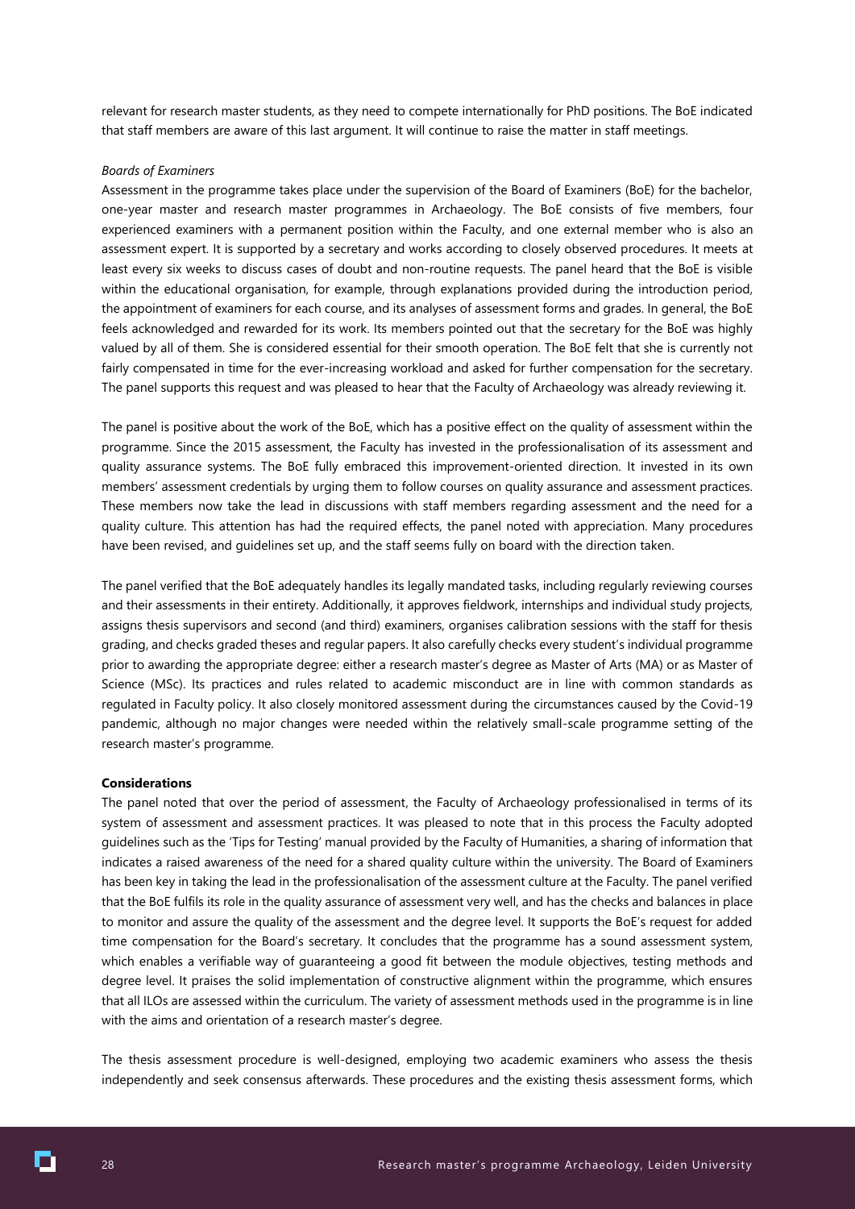relevant for research master students, as they need to compete internationally for PhD positions. The BoE indicated that staff members are aware of this last argument. It will continue to raise the matter in staff meetings.

*Boards of Examiners*

Assessment in the programme takes place under the supervision of the Board of Examiners (BoE) for the bachelor, one-year master and research master programmes in Archaeology. The BoE consists of five members, four experienced examiners with a permanent position within the Faculty, and one external member who is also an assessment expert. It is supported by a secretary and works according to closely observed procedures. It meets at least every six weeks to discuss cases of doubt and non-routine requests. The panel heard that the BoE is visible within the educational organisation, for example, through explanations provided during the introduction period, the appointment of examiners for each course, and its analyses of assessment forms and grades. In general, the BoE feels acknowledged and rewarded for its work. Its members pointed out that the secretary for the BoE was highly valued by all of them. She is considered essential for their smooth operation. The BoE felt that she is currently not fairly compensated in time for the ever-increasing workload and asked for further compensation for the secretary. The panel supports this request and was pleased to hear that the Faculty of Archaeology was already reviewing it.

The panel is positive about the work of the BoE, which has a positive effect on the quality of assessment within the programme. Since the 2015 assessment, the Faculty has invested in the professionalisation of its assessment and quality assurance systems. The BoE fully embraced this improvement-oriented direction. It invested in its own members' assessment credentials by urging them to follow courses on quality assurance and assessment practices. These members now take the lead in discussions with staff members regarding assessment and the need for a quality culture. This attention has had the required effects, the panel noted with appreciation. Many procedures have been revised, and guidelines set up, and the staff seems fully on board with the direction taken.

The panel verified that the BoE adequately handles its legally mandated tasks, including regularly reviewing courses and their assessments in their entirety. Additionally, it approves fieldwork, internships and individual study projects, assigns thesis supervisors and second (and third) examiners, organises calibration sessions with the staff for thesis grading, and checks graded theses and regular papers. It also carefully checks every student's individual programme prior to awarding the appropriate degree: either a research master's degree as Master of Arts (MA) or as Master of Science (MSc). Its practices and rules related to academic misconduct are in line with common standards as regulated in Faculty policy. It also closely monitored assessment during the circumstances caused by the Covid-19 pandemic, although no major changes were needed within the relatively small-scale programme setting of the research master's programme.

**Considerations**

The panel noted that over the period of assessment, the Faculty of Archaeology professionalised in terms of its system of assessment and assessment practices. It was pleased to note that in this process the Faculty adopted guidelines such as the 'Tips for Testing' manual provided by the Faculty of Humanities, a sharing of information that indicates a raised awareness of the need for a shared quality culture within the university. The Board of Examiners has been key in taking the lead in the professionalisation of the assessment culture at the Faculty. The panel verified that the BoE fulfils its role in the quality assurance of assessment very well, and has the checks and balances in place to monitor and assure the quality of the assessment and the degree level. It supports the BoE's request for added time compensation for the Board's secretary. It concludes that the programme has a sound assessment system, which enables a verifiable way of guaranteeing a good fit between the module objectives, testing methods and degree level. It praises the solid implementation of constructive alignment within the programme, which ensures that all ILOs are assessed within the curriculum. The variety of assessment methods used in the programme is in line with the aims and orientation of a research master's degree.

The thesis assessment procedure is well-designed, employing two academic examiners who assess the thesis independently and seek consensus afterwards. These procedures and the existing thesis assessment forms, which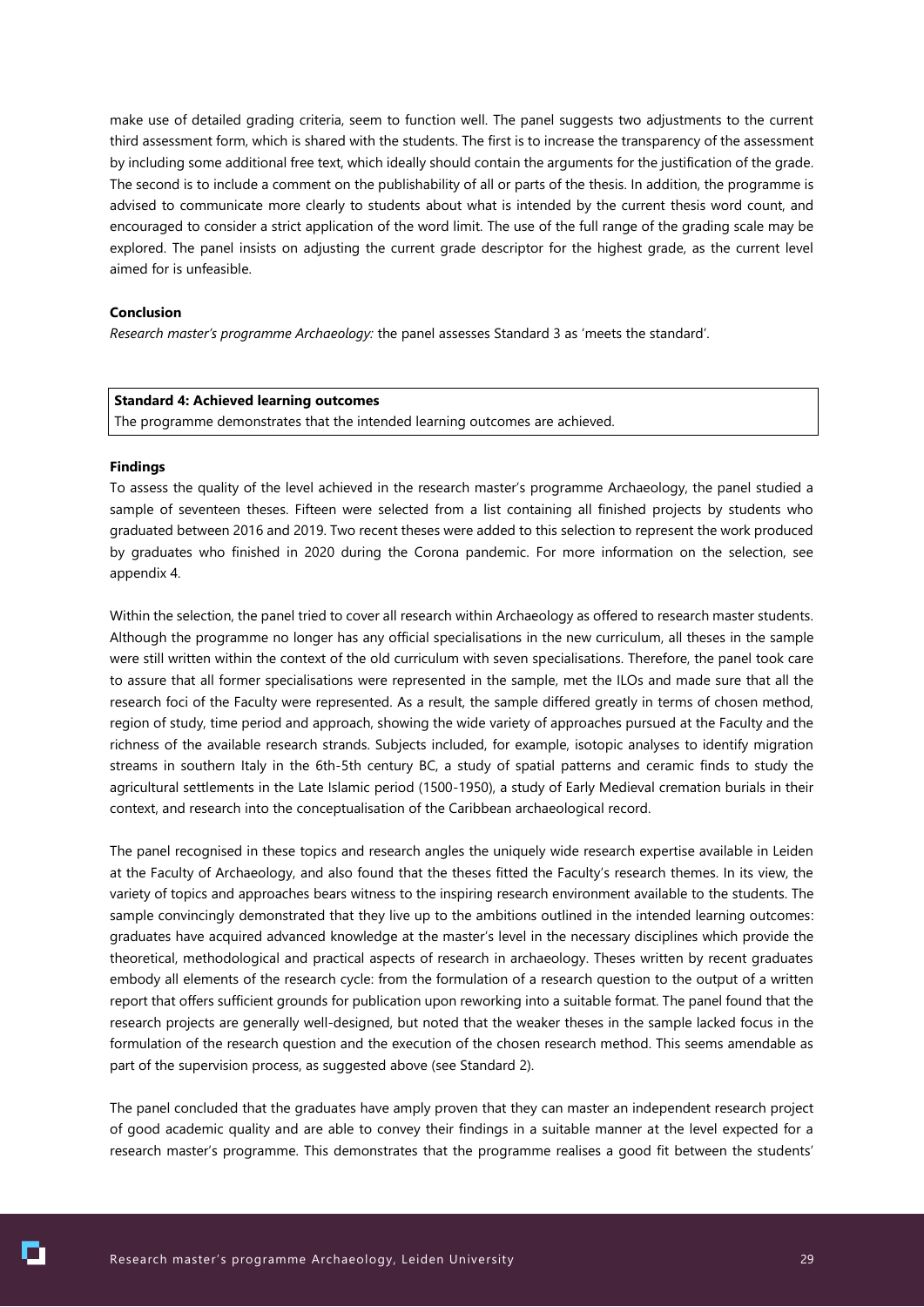make use of detailed grading criteria, seem to function well. The panel suggests two adjustments to the current third assessment form, which is shared with the students. The first is to increase the transparency of the assessment by including some additional free text, which ideally should contain the arguments for the justification of the grade. The second is to include a comment on the publishability of all or parts of the thesis. In addition, the programme is advised to communicate more clearly to students about what is intended by the current thesis word count, and encouraged to consider a strict application of the word limit. The use of the full range of the grading scale may be explored. The panel insists on adjusting the current grade descriptor for the highest grade, as the current level aimed for is unfeasible.

**Conclusion**

*Research master's programme Archaeology:* the panel assesses Standard 3 as 'meets the standard'.

| **Standard 4: Achieved learning outcomes** |
|---|
| The programme demonstrates that the intended learning outcomes are achieved. |

**Findings**

To assess the quality of the level achieved in the research master's programme Archaeology, the panel studied a sample of seventeen theses. Fifteen were selected from a list containing all finished projects by students who graduated between 2016 and 2019. Two recent theses were added to this selection to represent the work produced by graduates who finished in 2020 during the Corona pandemic. For more information on the selection, see appendix 4.

Within the selection, the panel tried to cover all research within Archaeology as offered to research master students. Although the programme no longer has any official specialisations in the new curriculum, all theses in the sample were still written within the context of the old curriculum with seven specialisations. Therefore, the panel took care to assure that all former specialisations were represented in the sample, met the ILOs and made sure that all the research foci of the Faculty were represented. As a result, the sample differed greatly in terms of chosen method, region of study, time period and approach, showing the wide variety of approaches pursued at the Faculty and the richness of the available research strands. Subjects included, for example, isotopic analyses to identify migration streams in southern Italy in the 6th-5th century BC, a study of spatial patterns and ceramic finds to study the agricultural settlements in the Late Islamic period (1500-1950), a study of Early Medieval cremation burials in their context, and research into the conceptualisation of the Caribbean archaeological record.

The panel recognised in these topics and research angles the uniquely wide research expertise available in Leiden at the Faculty of Archaeology, and also found that the theses fitted the Faculty's research themes. In its view, the variety of topics and approaches bears witness to the inspiring research environment available to the students. The sample convincingly demonstrated that they live up to the ambitions outlined in the intended learning outcomes: graduates have acquired advanced knowledge at the master's level in the necessary disciplines which provide the theoretical, methodological and practical aspects of research in archaeology. Theses written by recent graduates embody all elements of the research cycle: from the formulation of a research question to the output of a written report that offers sufficient grounds for publication upon reworking into a suitable format. The panel found that the research projects are generally well-designed, but noted that the weaker theses in the sample lacked focus in the formulation of the research question and the execution of the chosen research method. This seems amendable as part of the supervision process, as suggested above (see Standard 2).

The panel concluded that the graduates have amply proven that they can master an independent research project of good academic quality and are able to convey their findings in a suitable manner at the level expected for a research master's programme. This demonstrates that the programme realises a good fit between the students'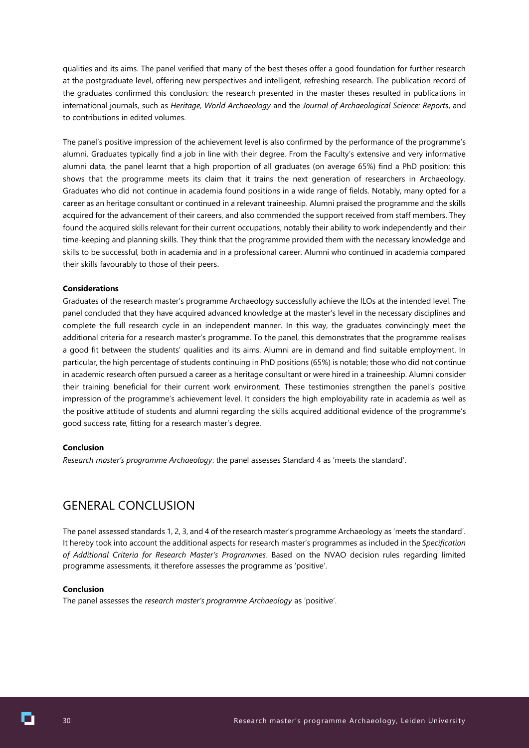qualities and its aims. The panel verified that many of the best theses offer a good foundation for further research at the postgraduate level, offering new perspectives and intelligent, refreshing research. The publication record of the graduates confirmed this conclusion: the research presented in the master theses resulted in publications in international journals, such as *Heritage, World Archaeology* and the *Journal of Archaeological Science: Reports*, and to contributions in edited volumes.

The panel's positive impression of the achievement level is also confirmed by the performance of the programme's alumni. Graduates typically find a job in line with their degree. From the Faculty's extensive and very informative alumni data, the panel learnt that a high proportion of all graduates (on average 65%) find a PhD position; this shows that the programme meets its claim that it trains the next generation of researchers in Archaeology. Graduates who did not continue in academia found positions in a wide range of fields. Notably, many opted for a career as an heritage consultant or continued in a relevant traineeship. Alumni praised the programme and the skills acquired for the advancement of their careers, and also commended the support received from staff members. They found the acquired skills relevant for their current occupations, notably their ability to work independently and their time-keeping and planning skills. They think that the programme provided them with the necessary knowledge and skills to be successful, both in academia and in a professional career. Alumni who continued in academia compared their skills favourably to those of their peers.

**Considerations**

Graduates of the research master's programme Archaeology successfully achieve the ILOs at the intended level. The panel concluded that they have acquired advanced knowledge at the master's level in the necessary disciplines and complete the full research cycle in an independent manner. In this way, the graduates convincingly meet the additional criteria for a research master's programme. To the panel, this demonstrates that the programme realises a good fit between the students' qualities and its aims. Alumni are in demand and find suitable employment. In particular, the high percentage of students continuing in PhD positions (65%) is notable; those who did not continue in academic research often pursued a career as a heritage consultant or were hired in a traineeship. Alumni consider their training beneficial for their current work environment. These testimonies strengthen the panel's positive impression of the programme's achievement level. It considers the high employability rate in academia as well as the positive attitude of students and alumni regarding the skills acquired additional evidence of the programme's good success rate, fitting for a research master's degree.

**Conclusion**

*Research master's programme Archaeology*: the panel assesses Standard 4 as 'meets the standard'.

## GENERAL CONCLUSION

The panel assessed standards 1, 2, 3, and 4 of the research master's programme Archaeology as 'meets the standard'. It hereby took into account the additional aspects for research master's programmes as included in the *Specification of Additional Criteria for Research Master's Programmes*. Based on the NVAO decision rules regarding limited programme assessments, it therefore assesses the programme as 'positive'.

**Conclusion**

The panel assesses the *research master's programme Archaeology* as 'positive'.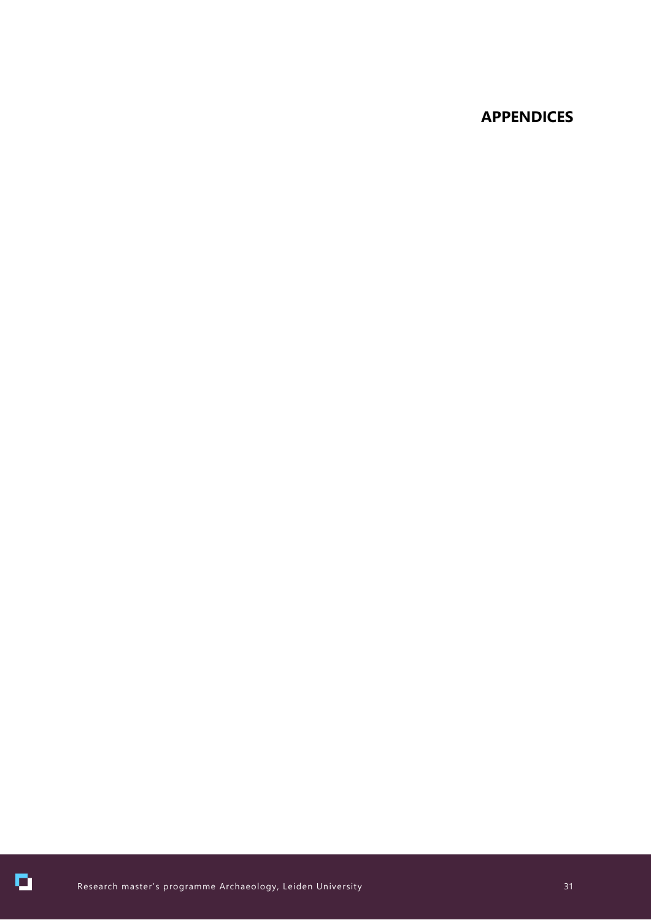# APPENDICES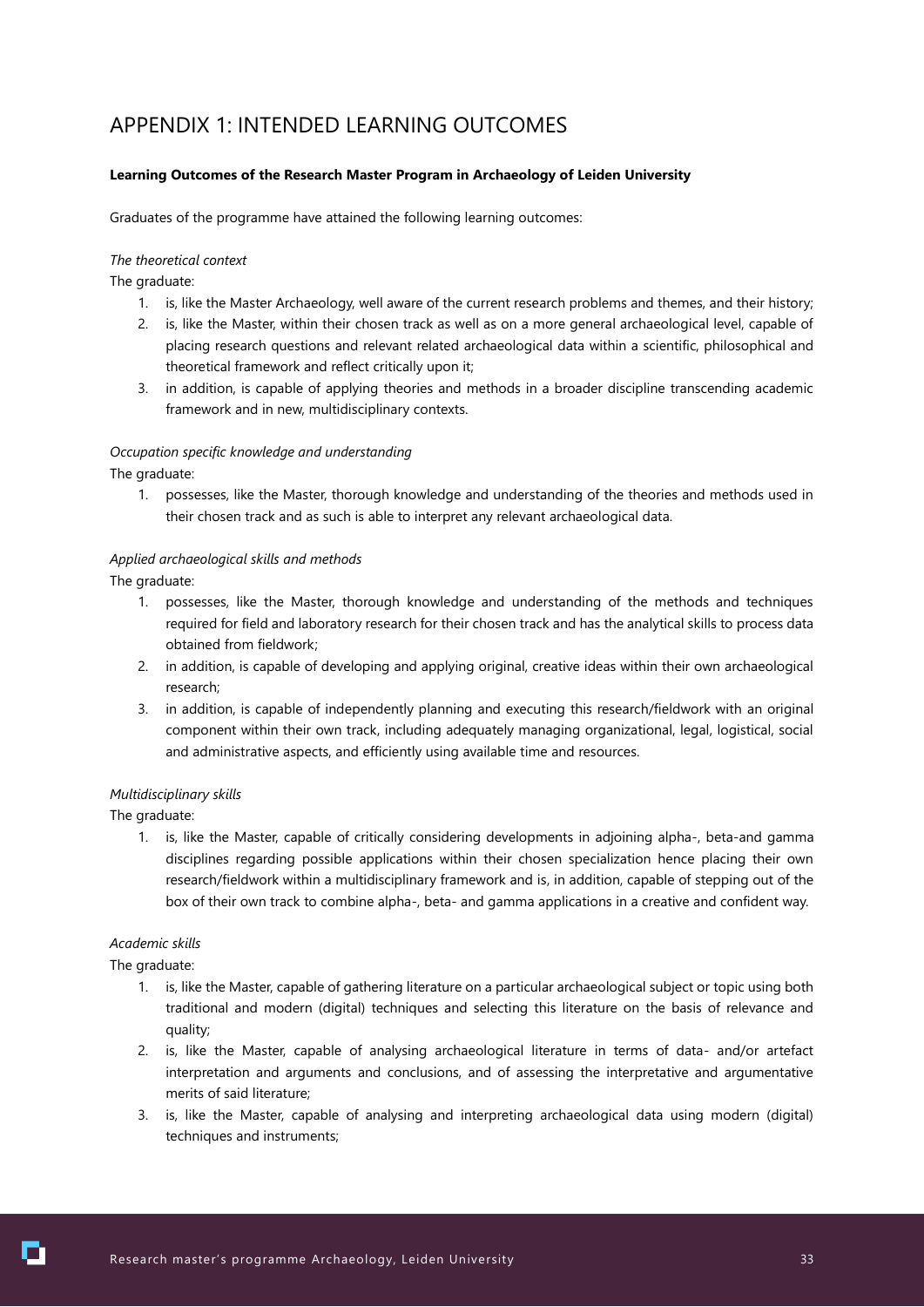# APPENDIX 1: INTENDED LEARNING OUTCOMES

**Learning Outcomes of the Research Master Program in Archaeology of Leiden University**

Graduates of the programme have attained the following learning outcomes:

*The theoretical context*

The graduate:

1. is, like the Master Archaeology, well aware of the current research problems and themes, and their history;
2. is, like the Master, within their chosen track as well as on a more general archaeological level, capable of placing research questions and relevant related archaeological data within a scientific, philosophical and theoretical framework and reflect critically upon it;
3. in addition, is capable of applying theories and methods in a broader discipline transcending academic framework and in new, multidisciplinary contexts.

*Occupation specific knowledge and understanding*

The graduate:

1. possesses, like the Master, thorough knowledge and understanding of the theories and methods used in their chosen track and as such is able to interpret any relevant archaeological data.

*Applied archaeological skills and methods*

The graduate:

1. possesses, like the Master, thorough knowledge and understanding of the methods and techniques required for field and laboratory research for their chosen track and has the analytical skills to process data obtained from fieldwork;
2. in addition, is capable of developing and applying original, creative ideas within their own archaeological research;
3. in addition, is capable of independently planning and executing this research/fieldwork with an original component within their own track, including adequately managing organizational, legal, logistical, social and administrative aspects, and efficiently using available time and resources.

*Multidisciplinary skills*

The graduate:

1. is, like the Master, capable of critically considering developments in adjoining alpha-, beta-and gamma disciplines regarding possible applications within their chosen specialization hence placing their own research/fieldwork within a multidisciplinary framework and is, in addition, capable of stepping out of the box of their own track to combine alpha-, beta- and gamma applications in a creative and confident way.

*Academic skills*

The graduate:

1. is, like the Master, capable of gathering literature on a particular archaeological subject or topic using both traditional and modern (digital) techniques and selecting this literature on the basis of relevance and quality;
2. is, like the Master, capable of analysing archaeological literature in terms of data- and/or artefact interpretation and arguments and conclusions, and of assessing the interpretative and argumentative merits of said literature;
3. is, like the Master, capable of analysing and interpreting archaeological data using modern (digital) techniques and instruments;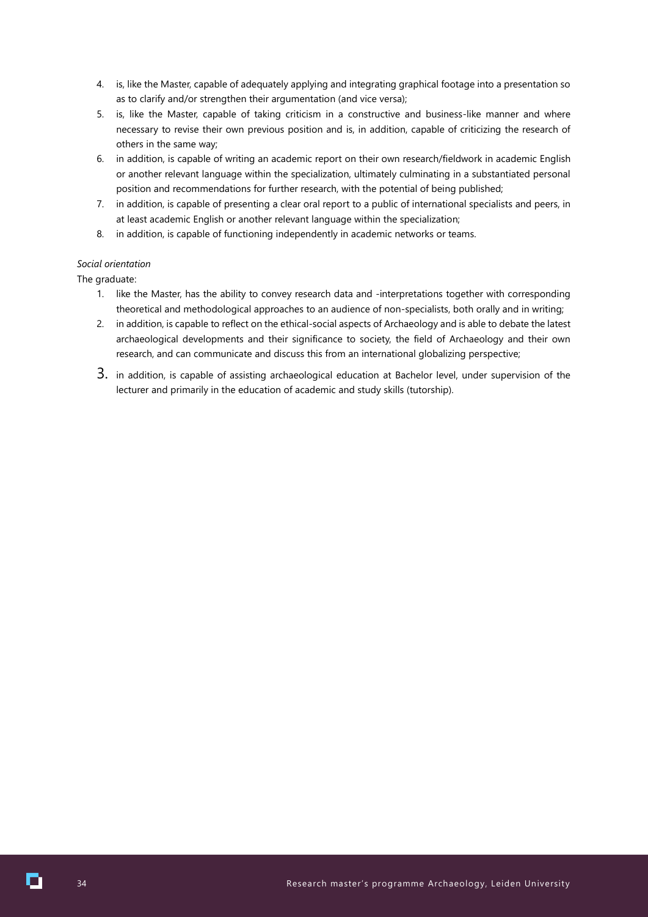4. is, like the Master, capable of adequately applying and integrating graphical footage into a presentation so as to clarify and/or strengthen their argumentation (and vice versa);
5. is, like the Master, capable of taking criticism in a constructive and business-like manner and where necessary to revise their own previous position and is, in addition, capable of criticizing the research of others in the same way;
6. in addition, is capable of writing an academic report on their own research/fieldwork in academic English or another relevant language within the specialization, ultimately culminating in a substantiated personal position and recommendations for further research, with the potential of being published;
7. in addition, is capable of presenting a clear oral report to a public of international specialists and peers, in at least academic English or another relevant language within the specialization;
8. in addition, is capable of functioning independently in academic networks or teams.

*Social orientation*

The graduate:

1. like the Master, has the ability to convey research data and -interpretations together with corresponding theoretical and methodological approaches to an audience of non-specialists, both orally and in writing;
2. in addition, is capable to reflect on the ethical-social aspects of Archaeology and is able to debate the latest archaeological developments and their significance to society, the field of Archaeology and their own research, and can communicate and discuss this from an international globalizing perspective;
3. in addition, is capable of assisting archaeological education at Bachelor level, under supervision of the lecturer and primarily in the education of academic and study skills (tutorship).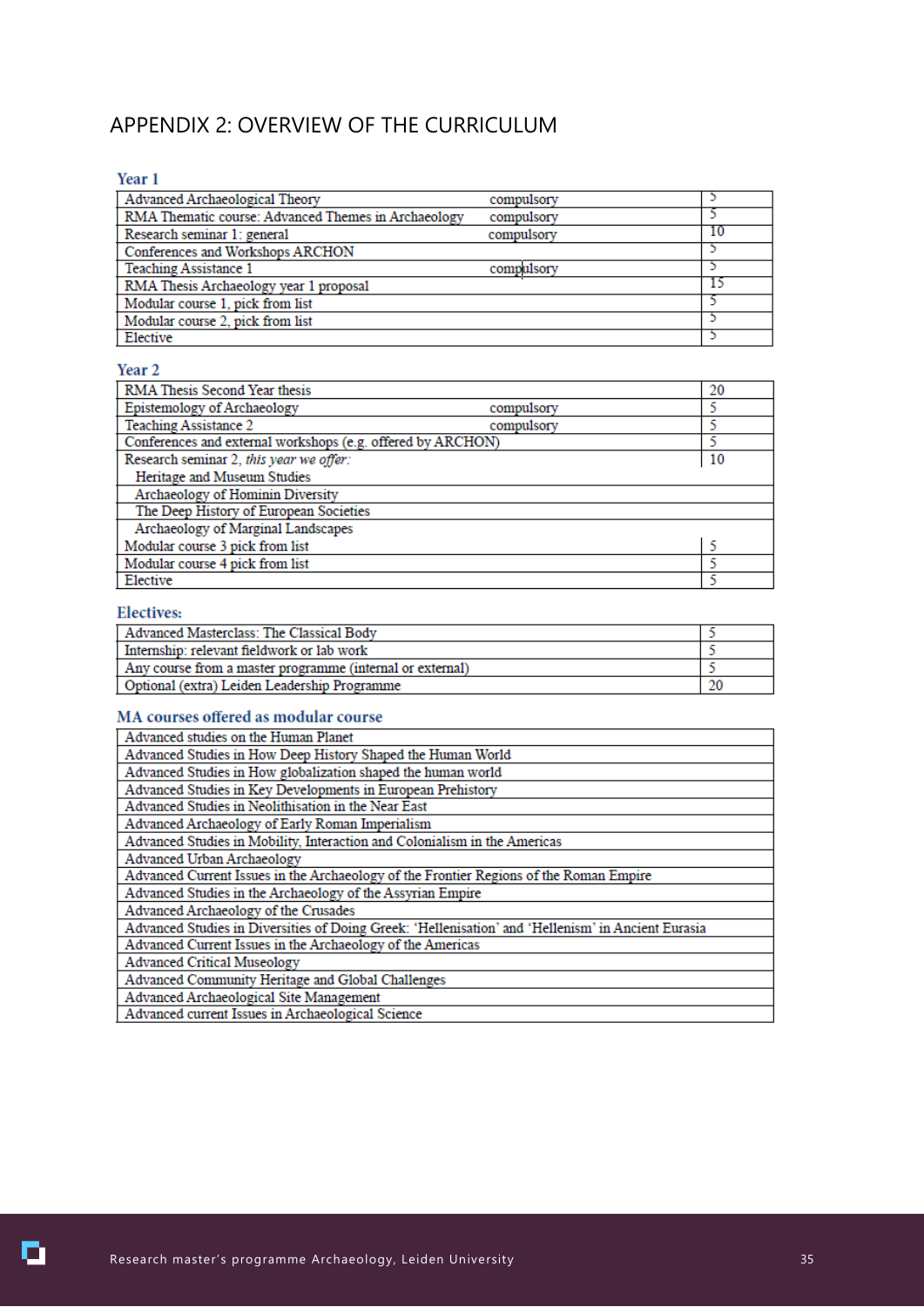# APPENDIX 2: OVERVIEW OF THE CURRICULUM

### Year 1

| Course | Status | EC |
|---|---|---|
| Advanced Archaeological Theory | compulsory | 5 |
| RMA Thematic course: Advanced Themes in Archaeology | compulsory | 5 |
| Research seminar 1: general | compulsory | 10 |
| Conferences and Workshops ARCHON | | 5 |
| Teaching Assistance 1 | compulsory | 5 |
| RMA Thesis Archaeology year 1 proposal | | 15 |
| Modular course 1, pick from list | | 5 |
| Modular course 2, pick from list | | 5 |
| Elective | | 5 |

### Year 2

| Course | Status | EC |
|---|---|---|
| RMA Thesis Second Year thesis | | 20 |
| Epistemology of Archaeology | compulsory | 5 |
| Teaching Assistance 2 | compulsory | 5 |
| Conferences and external workshops (e.g. offered by ARCHON) | | 5 |
| Research seminar 2, *this year we offer:* | | 10 |
| Heritage and Museum Studies | | |
| Archaeology of Hominin Diversity | | |
| The Deep History of European Societies | | |
| Archaeology of Marginal Landscapes | | |
| Modular course 3 pick from list | | 5 |
| Modular course 4 pick from list | | 5 |
| Elective | | 5 |

### Electives:

| Course | EC |
|---|---|
| Advanced Masterclass: The Classical Body | 5 |
| Internship: relevant fieldwork or lab work | 5 |
| Any course from a master programme (internal or external) | 5 |
| Optional (extra) Leiden Leadership Programme | 20 |

### MA courses offered as modular course

| Course |
|---|
| Advanced studies on the Human Planet |
| Advanced Studies in How Deep History Shaped the Human World |
| Advanced Studies in How globalization shaped the human world |
| Advanced Studies in Key Developments in European Prehistory |
| Advanced Studies in Neolithisation in the Near East |
| Advanced Archaeology of Early Roman Imperialism |
| Advanced Studies in Mobility, Interaction and Colonialism in the Americas |
| Advanced Urban Archaeology |
| Advanced Current Issues in the Archaeology of the Frontier Regions of the Roman Empire |
| Advanced Studies in the Archaeology of the Assyrian Empire |
| Advanced Archaeology of the Crusades |
| Advanced Studies in Diversities of Doing Greek: 'Hellenisation' and 'Hellenism' in Ancient Eurasia |
| Advanced Current Issues in the Archaeology of the Americas |
| Advanced Critical Museology |
| Advanced Community Heritage and Global Challenges |
| Advanced Archaeological Site Management |
| Advanced current Issues in Archaeological Science |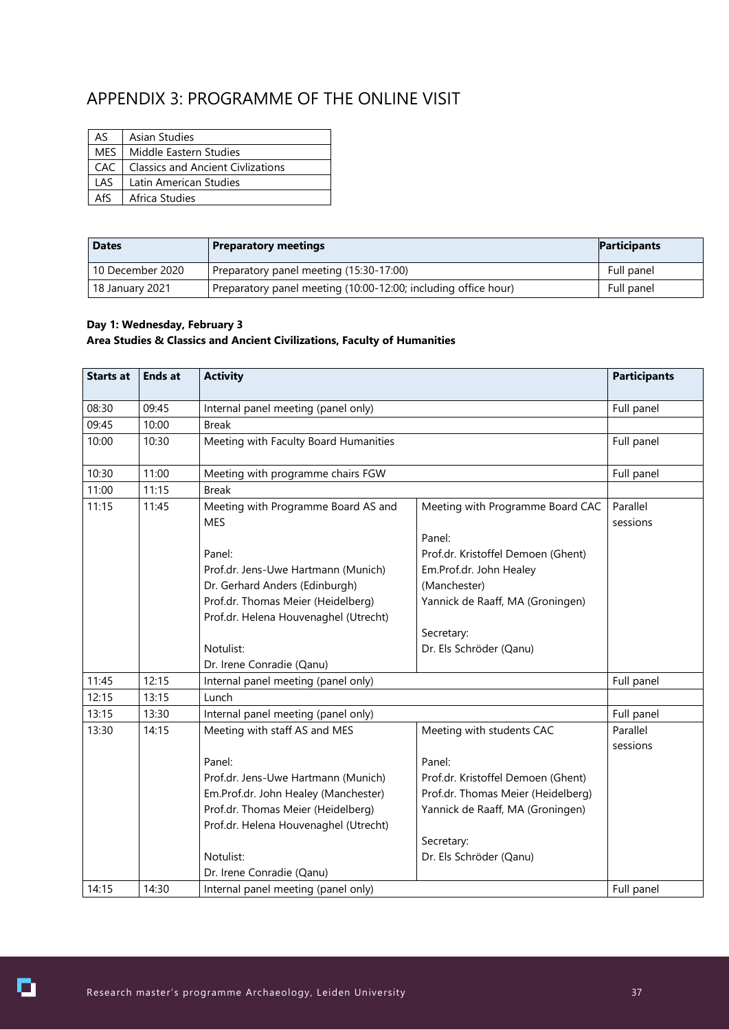# APPENDIX 3: PROGRAMME OF THE ONLINE VISIT

| | |
|---|---|
| AS | Asian Studies |
| MES | Middle Eastern Studies |
| CAC | Classics and Ancient Civlizations |
| LAS | Latin American Studies |
| AfS | Africa Studies |

| Dates | Preparatory meetings | Participants |
|---|---|---|
| 10 December 2020 | Preparatory panel meeting (15:30-17:00) | Full panel |
| 18 January 2021 | Preparatory panel meeting (10:00-12:00; including office hour) | Full panel |

**Day 1: Wednesday, February 3**
**Area Studies & Classics and Ancient Civilizations, Faculty of Humanities**

| Starts at | Ends at | Activity | | Participants |
|---|---|---|---|---|
| 08:30 | 09:45 | Internal panel meeting (panel only) | | Full panel |
| 09:45 | 10:00 | Break | | |
| 10:00 | 10:30 | Meeting with Faculty Board Humanities | | Full panel |
| 10:30 | 11:00 | Meeting with programme chairs FGW | | Full panel |
| 11:00 | 11:15 | Break | | |
| 11:15 | 11:45 | Meeting with Programme Board AS and MES<br><br>Panel:<br>Prof.dr. Jens-Uwe Hartmann (Munich)<br>Dr. Gerhard Anders (Edinburgh)<br>Prof.dr. Thomas Meier (Heidelberg)<br>Prof.dr. Helena Houvenaghel (Utrecht)<br><br>Notulist:<br>Dr. Irene Conradie (Qanu) | Meeting with Programme Board CAC<br><br>Panel:<br>Prof.dr. Kristoffel Demoen (Ghent)<br>Em.Prof.dr. John Healey (Manchester)<br>Yannick de Raaff, MA (Groningen)<br><br>Secretary:<br>Dr. Els Schröder (Qanu) | Parallel sessions |
| 11:45 | 12:15 | Internal panel meeting (panel only) | | Full panel |
| 12:15 | 13:15 | Lunch | | |
| 13:15 | 13:30 | Internal panel meeting (panel only) | | Full panel |
| 13:30 | 14:15 | Meeting with staff AS and MES<br><br>Panel:<br>Prof.dr. Jens-Uwe Hartmann (Munich)<br>Em.Prof.dr. John Healey (Manchester)<br>Prof.dr. Thomas Meier (Heidelberg)<br>Prof.dr. Helena Houvenaghel (Utrecht)<br><br>Notulist:<br>Dr. Irene Conradie (Qanu) | Meeting with students CAC<br><br>Panel:<br>Prof.dr. Kristoffel Demoen (Ghent)<br>Prof.dr. Thomas Meier (Heidelberg)<br>Yannick de Raaff, MA (Groningen)<br><br>Secretary:<br>Dr. Els Schröder (Qanu) | Parallel sessions |
| 14:15 | 14:30 | Internal panel meeting (panel only) | | Full panel |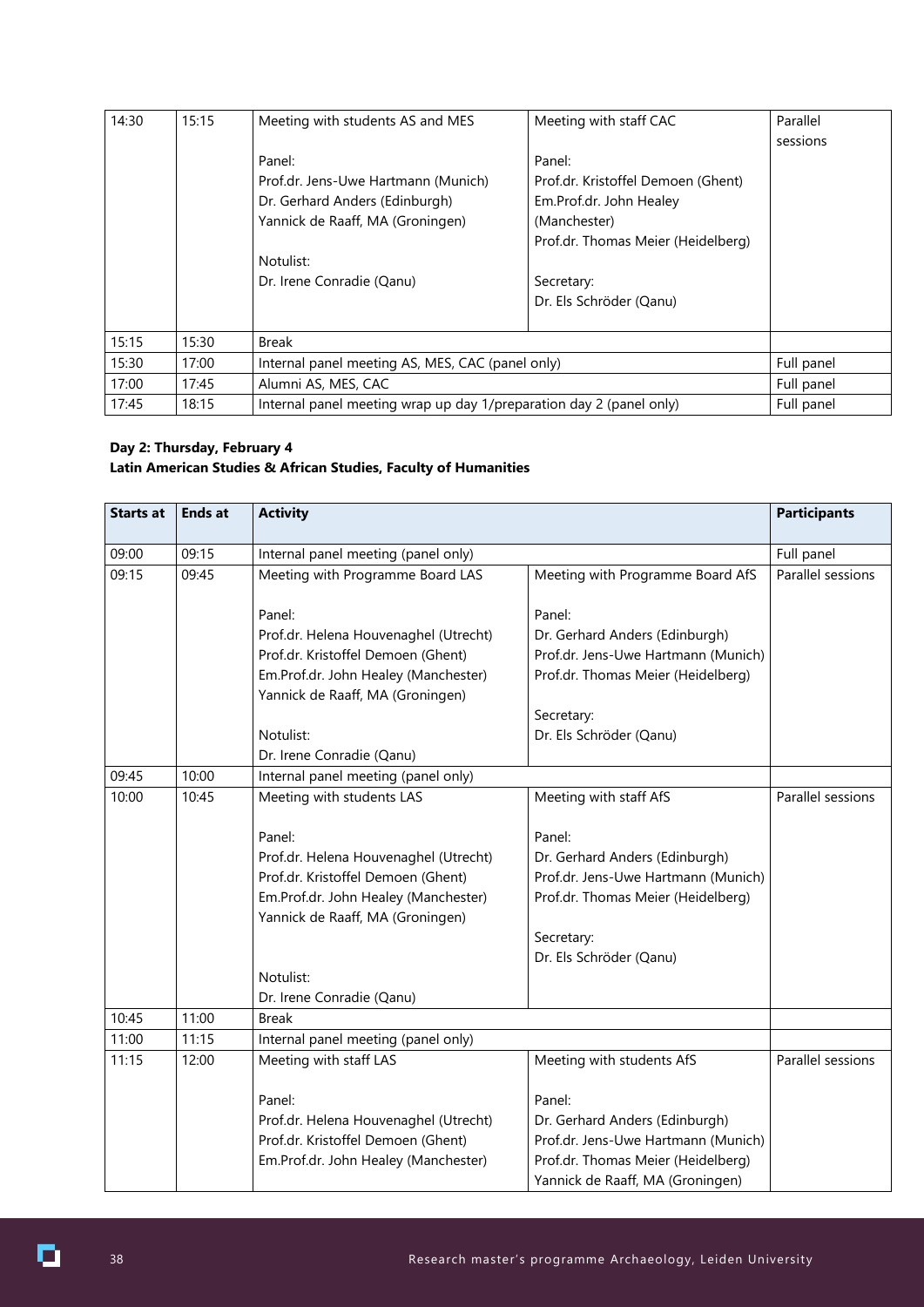| | | | | |
|---|---|---|---|---|
| 14:30 | 15:15 | Meeting with students AS and MES<br><br>Panel:<br>Prof.dr. Jens-Uwe Hartmann (Munich)<br>Dr. Gerhard Anders (Edinburgh)<br>Yannick de Raaff, MA (Groningen)<br><br>Notulist:<br>Dr. Irene Conradie (Qanu) | Meeting with staff CAC<br><br>Panel:<br>Prof.dr. Kristoffel Demoen (Ghent)<br>Em.Prof.dr. John Healey (Manchester)<br>Prof.dr. Thomas Meier (Heidelberg)<br><br>Secretary:<br>Dr. Els Schröder (Qanu) | Parallel sessions |
| 15:15 | 15:30 | Break | | |
| 15:30 | 17:00 | Internal panel meeting AS, MES, CAC (panel only) | | Full panel |
| 17:00 | 17:45 | Alumni AS, MES, CAC | | Full panel |
| 17:45 | 18:15 | Internal panel meeting wrap up day 1/preparation day 2 (panel only) | | Full panel |

**Day 2: Thursday, February 4**
**Latin American Studies & African Studies, Faculty of Humanities**

| Starts at | Ends at | Activity | | Participants |
|---|---|---|---|---|
| 09:00 | 09:15 | Internal panel meeting (panel only) | | Full panel |
| 09:15 | 09:45 | Meeting with Programme Board LAS<br><br>Panel:<br>Prof.dr. Helena Houvenaghel (Utrecht)<br>Prof.dr. Kristoffel Demoen (Ghent)<br>Em.Prof.dr. John Healey (Manchester)<br>Yannick de Raaff, MA (Groningen)<br><br>Notulist:<br>Dr. Irene Conradie (Qanu) | Meeting with Programme Board AfS<br><br>Panel:<br>Dr. Gerhard Anders (Edinburgh)<br>Prof.dr. Jens-Uwe Hartmann (Munich)<br>Prof.dr. Thomas Meier (Heidelberg)<br><br>Secretary:<br>Dr. Els Schröder (Qanu) | Parallel sessions |
| 09:45 | 10:00 | Internal panel meeting (panel only) | | |
| 10:00 | 10:45 | Meeting with students LAS<br><br>Panel:<br>Prof.dr. Helena Houvenaghel (Utrecht)<br>Prof.dr. Kristoffel Demoen (Ghent)<br>Em.Prof.dr. John Healey (Manchester)<br>Yannick de Raaff, MA (Groningen)<br><br>Notulist:<br>Dr. Irene Conradie (Qanu) | Meeting with staff AfS<br><br>Panel:<br>Dr. Gerhard Anders (Edinburgh)<br>Prof.dr. Jens-Uwe Hartmann (Munich)<br>Prof.dr. Thomas Meier (Heidelberg)<br><br>Secretary:<br>Dr. Els Schröder (Qanu) | Parallel sessions |
| 10:45 | 11:00 | Break | | |
| 11:00 | 11:15 | Internal panel meeting (panel only) | | |
| 11:15 | 12:00 | Meeting with staff LAS<br><br>Panel:<br>Prof.dr. Helena Houvenaghel (Utrecht)<br>Prof.dr. Kristoffel Demoen (Ghent)<br>Em.Prof.dr. John Healey (Manchester) | Meeting with students AfS<br><br>Panel:<br>Dr. Gerhard Anders (Edinburgh)<br>Prof.dr. Jens-Uwe Hartmann (Munich)<br>Prof.dr. Thomas Meier (Heidelberg)<br>Yannick de Raaff, MA (Groningen) | Parallel sessions |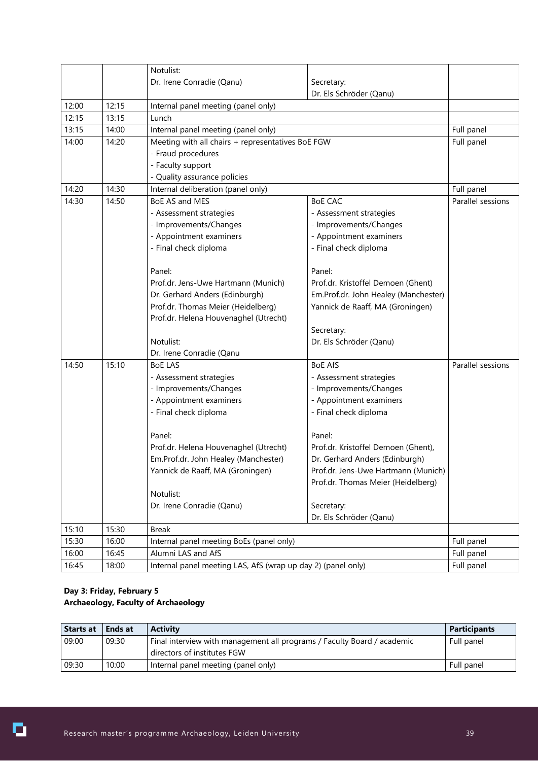| | | | | |
|---|---|---|---|---|
| | | Notulist:<br>Dr. Irene Conradie (Qanu) | Secretary:<br>Dr. Els Schröder (Qanu) | |
| 12:00 | 12:15 | Internal panel meeting (panel only) | | |
| 12:15 | 13:15 | Lunch | | |
| 13:15 | 14:00 | Internal panel meeting (panel only) | | Full panel |
| 14:00 | 14:20 | Meeting with all chairs + representatives BoE FGW<br>- Fraud procedures<br>- Faculty support<br>- Quality assurance policies | | Full panel |
| 14:20 | 14:30 | Internal deliberation (panel only) | | Full panel |
| 14:30 | 14:50 | BoE AS and MES<br>- Assessment strategies<br>- Improvements/Changes<br>- Appointment examiners<br>- Final check diploma<br><br>Panel:<br>Prof.dr. Jens-Uwe Hartmann (Munich)<br>Dr. Gerhard Anders (Edinburgh)<br>Prof.dr. Thomas Meier (Heidelberg)<br>Prof.dr. Helena Houvenaghel (Utrecht)<br><br>Notulist:<br>Dr. Irene Conradie (Qanu | BoE CAC<br>- Assessment strategies<br>- Improvements/Changes<br>- Appointment examiners<br>- Final check diploma<br><br>Panel:<br>Prof.dr. Kristoffel Demoen (Ghent)<br>Em.Prof.dr. John Healey (Manchester)<br>Yannick de Raaff, MA (Groningen)<br><br>Secretary:<br>Dr. Els Schröder (Qanu) | Parallel sessions |
| 14:50 | 15:10 | BoE LAS<br>- Assessment strategies<br>- Improvements/Changes<br>- Appointment examiners<br>- Final check diploma<br><br>Panel:<br>Prof.dr. Helena Houvenaghel (Utrecht)<br>Em.Prof.dr. John Healey (Manchester)<br>Yannick de Raaff, MA (Groningen)<br><br>Notulist:<br>Dr. Irene Conradie (Qanu) | BoE AfS<br>- Assessment strategies<br>- Improvements/Changes<br>- Appointment examiners<br>- Final check diploma<br><br>Panel:<br>Prof.dr. Kristoffel Demoen (Ghent),<br>Dr. Gerhard Anders (Edinburgh)<br>Prof.dr. Jens-Uwe Hartmann (Munich)<br>Prof.dr. Thomas Meier (Heidelberg)<br><br>Secretary:<br>Dr. Els Schröder (Qanu) | Parallel sessions |
| 15:10 | 15:30 | Break | | |
| 15:30 | 16:00 | Internal panel meeting BoEs (panel only) | | Full panel |
| 16:00 | 16:45 | Alumni LAS and AfS | | Full panel |
| 16:45 | 18:00 | Internal panel meeting LAS, AfS (wrap up day 2) (panel only) | | Full panel |

**Day 3: Friday, February 5**
**Archaeology, Faculty of Archaeology**

| Starts at | Ends at | Activity | Participants |
|---|---|---|---|
| 09:00 | 09:30 | Final interview with management all programs / Faculty Board / academic directors of institutes FGW | Full panel |
| 09:30 | 10:00 | Internal panel meeting (panel only) | Full panel |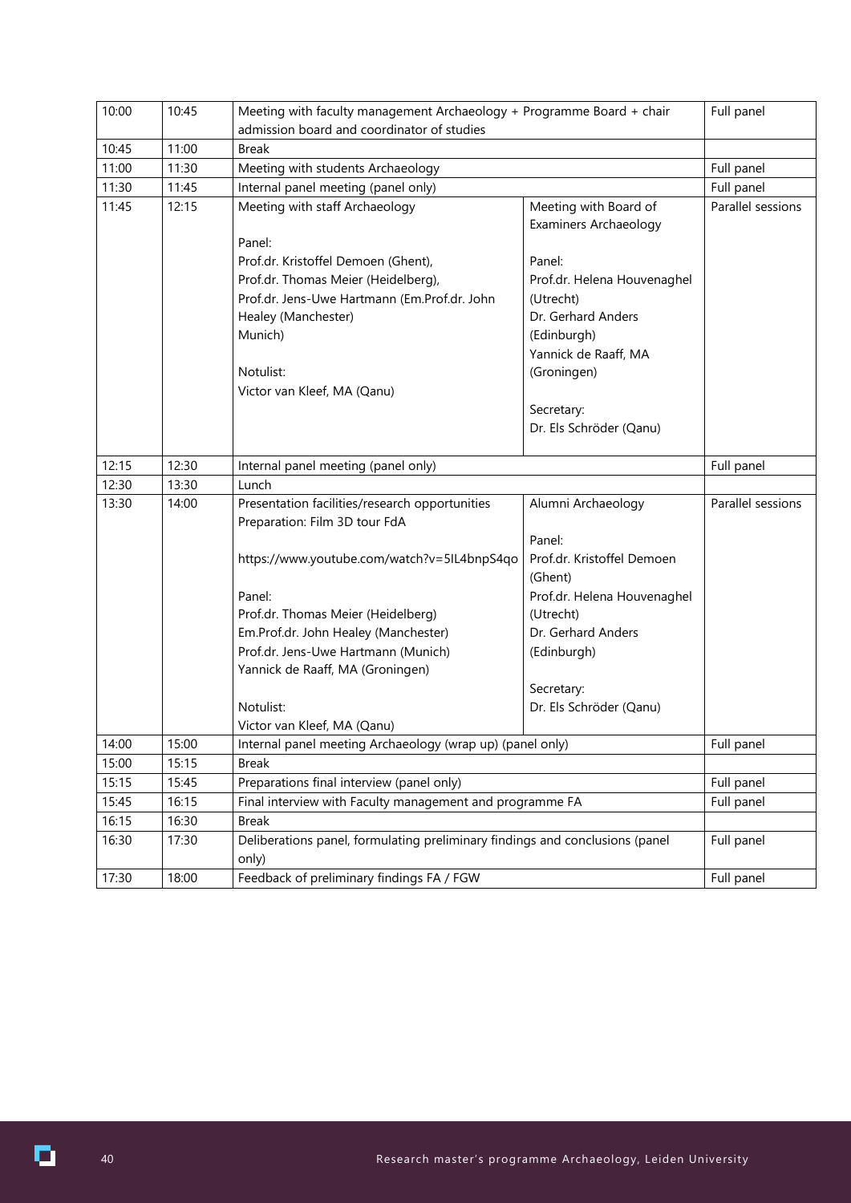| | | | | |
|---|---|---|---|---|
| 10:00 | 10:45 | Meeting with faculty management Archaeology + Programme Board + chair admission board and coordinator of studies | | Full panel |
| 10:45 | 11:00 | Break | | |
| 11:00 | 11:30 | Meeting with students Archaeology | | Full panel |
| 11:30 | 11:45 | Internal panel meeting (panel only) | | Full panel |
| 11:45 | 12:15 | Meeting with staff Archaeology<br><br>Panel:<br>Prof.dr. Kristoffel Demoen (Ghent),<br>Prof.dr. Thomas Meier (Heidelberg),<br>Prof.dr. Jens-Uwe Hartmann (Em.Prof.dr. John Healey (Manchester)<br>Munich)<br><br>Notulist:<br>Victor van Kleef, MA (Qanu) | Meeting with Board of Examiners Archaeology<br><br>Panel:<br>Prof.dr. Helena Houvenaghel (Utrecht)<br>Dr. Gerhard Anders (Edinburgh)<br>Yannick de Raaff, MA (Groningen)<br><br>Secretary:<br>Dr. Els Schröder (Qanu) | Parallel sessions |
| 12:15 | 12:30 | Internal panel meeting (panel only) | | Full panel |
| 12:30 | 13:30 | Lunch | | |
| 13:30 | 14:00 | Presentation facilities/research opportunities<br>Preparation: Film 3D tour FdA<br><br>https://www.youtube.com/watch?v=5IL4bnpS4qo<br><br>Panel:<br>Prof.dr. Thomas Meier (Heidelberg)<br>Em.Prof.dr. John Healey (Manchester)<br>Prof.dr. Jens-Uwe Hartmann (Munich)<br>Yannick de Raaff, MA (Groningen)<br><br>Notulist:<br>Victor van Kleef, MA (Qanu) | Alumni Archaeology<br><br>Panel:<br>Prof.dr. Kristoffel Demoen (Ghent)<br>Prof.dr. Helena Houvenaghel (Utrecht)<br>Dr. Gerhard Anders (Edinburgh)<br><br>Secretary:<br>Dr. Els Schröder (Qanu) | Parallel sessions |
| 14:00 | 15:00 | Internal panel meeting Archaeology (wrap up) (panel only) | | Full panel |
| 15:00 | 15:15 | Break | | |
| 15:15 | 15:45 | Preparations final interview (panel only) | | Full panel |
| 15:45 | 16:15 | Final interview with Faculty management and programme FA | | Full panel |
| 16:15 | 16:30 | Break | | |
| 16:30 | 17:30 | Deliberations panel, formulating preliminary findings and conclusions (panel only) | | Full panel |
| 17:30 | 18:00 | Feedback of preliminary findings FA / FGW | | Full panel |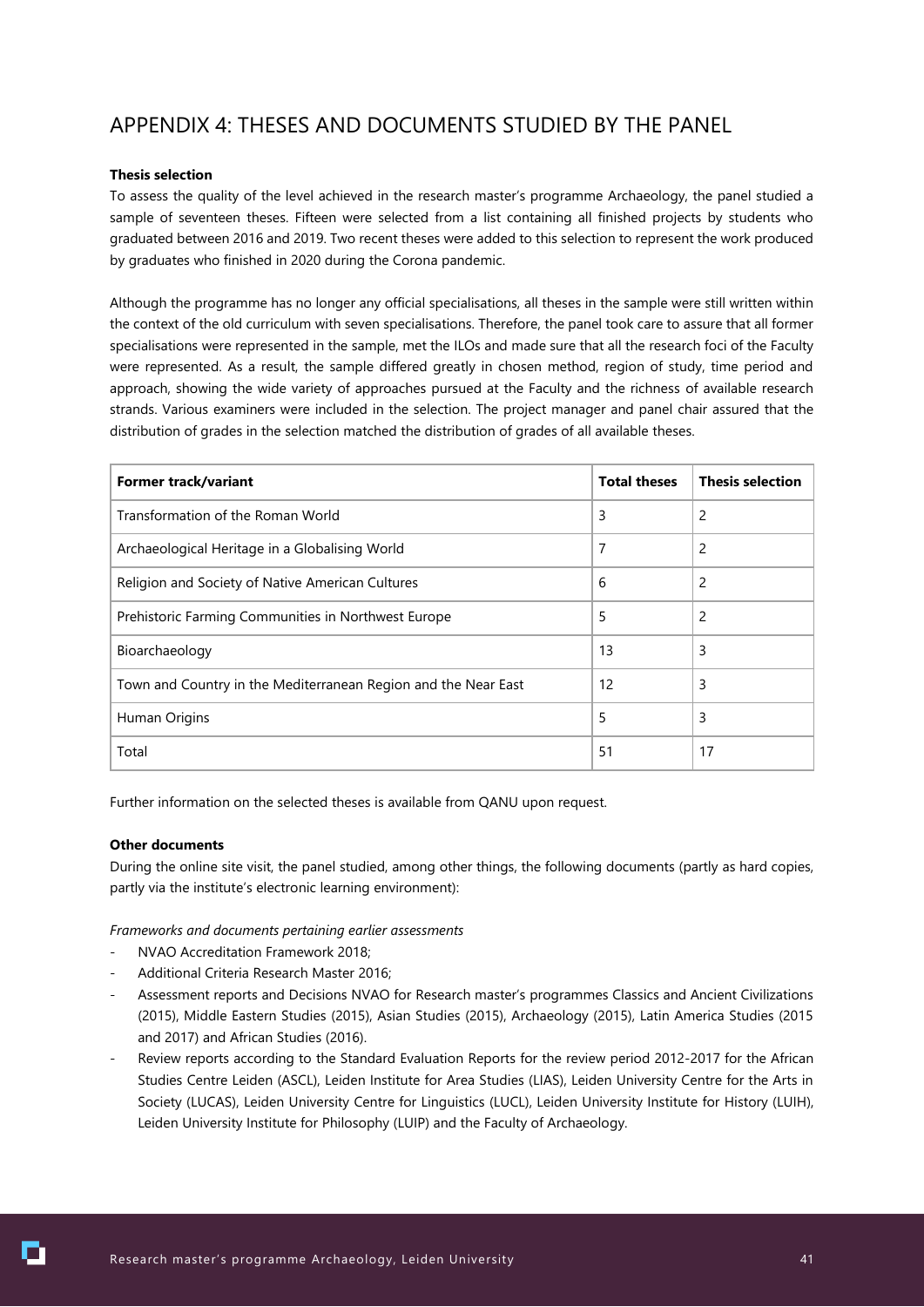# APPENDIX 4: THESES AND DOCUMENTS STUDIED BY THE PANEL

**Thesis selection**

To assess the quality of the level achieved in the research master's programme Archaeology, the panel studied a sample of seventeen theses. Fifteen were selected from a list containing all finished projects by students who graduated between 2016 and 2019. Two recent theses were added to this selection to represent the work produced by graduates who finished in 2020 during the Corona pandemic.

Although the programme has no longer any official specialisations, all theses in the sample were still written within the context of the old curriculum with seven specialisations. Therefore, the panel took care to assure that all former specialisations were represented in the sample, met the ILOs and made sure that all the research foci of the Faculty were represented. As a result, the sample differed greatly in chosen method, region of study, time period and approach, showing the wide variety of approaches pursued at the Faculty and the richness of available research strands. Various examiners were included in the selection. The project manager and panel chair assured that the distribution of grades in the selection matched the distribution of grades of all available theses.

| Former track/variant | Total theses | Thesis selection |
|---|---|---|
| Transformation of the Roman World | 3 | 2 |
| Archaeological Heritage in a Globalising World | 7 | 2 |
| Religion and Society of Native American Cultures | 6 | 2 |
| Prehistoric Farming Communities in Northwest Europe | 5 | 2 |
| Bioarchaeology | 13 | 3 |
| Town and Country in the Mediterranean Region and the Near East | 12 | 3 |
| Human Origins | 5 | 3 |
| Total | 51 | 17 |

Further information on the selected theses is available from QANU upon request.

**Other documents**

During the online site visit, the panel studied, among other things, the following documents (partly as hard copies, partly via the institute's electronic learning environment):

*Frameworks and documents pertaining earlier assessments*

- NVAO Accreditation Framework 2018;
- Additional Criteria Research Master 2016;
- Assessment reports and Decisions NVAO for Research master's programmes Classics and Ancient Civilizations (2015), Middle Eastern Studies (2015), Asian Studies (2015), Archaeology (2015), Latin America Studies (2015 and 2017) and African Studies (2016).
- Review reports according to the Standard Evaluation Reports for the review period 2012-2017 for the African Studies Centre Leiden (ASCL), Leiden Institute for Area Studies (LIAS), Leiden University Centre for the Arts in Society (LUCAS), Leiden University Centre for Linguistics (LUCL), Leiden University Institute for History (LUIH), Leiden University Institute for Philosophy (LUIP) and the Faculty of Archaeology.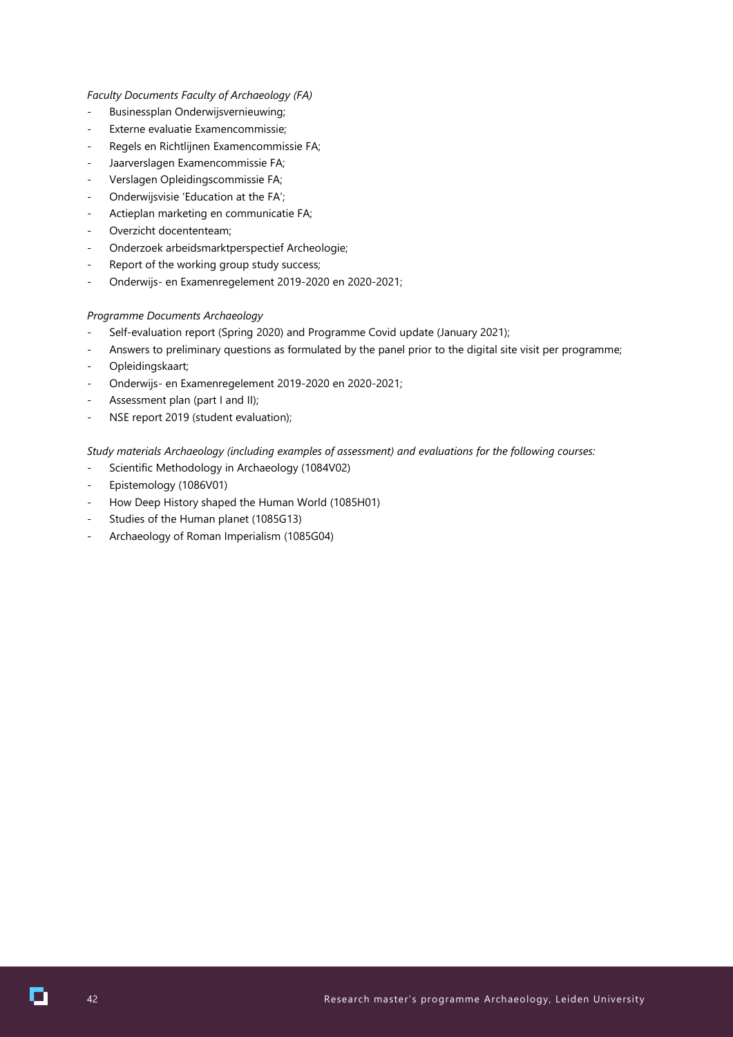*Faculty Documents Faculty of Archaeology (FA)*

- Businessplan Onderwijsvernieuwing;
- Externe evaluatie Examencommissie;
- Regels en Richtlijnen Examencommissie FA;
- Jaarverslagen Examencommissie FA;
- Verslagen Opleidingscommissie FA;
- Onderwijsvisie 'Education at the FA';
- Actieplan marketing en communicatie FA;
- Overzicht docententeam;
- Onderzoek arbeidsmarktperspectief Archeologie;
- Report of the working group study success;
- Onderwijs- en Examenregelement 2019-2020 en 2020-2021;

*Programme Documents Archaeology*

- Self-evaluation report (Spring 2020) and Programme Covid update (January 2021);
- Answers to preliminary questions as formulated by the panel prior to the digital site visit per programme;
- Opleidingskaart;
- Onderwijs- en Examenregelement 2019-2020 en 2020-2021;
- Assessment plan (part I and II);
- NSE report 2019 (student evaluation);

*Study materials Archaeology (including examples of assessment) and evaluations for the following courses:*

- Scientific Methodology in Archaeology (1084V02)
- Epistemology (1086V01)
- How Deep History shaped the Human World (1085H01)
- Studies of the Human planet (1085G13)
- Archaeology of Roman Imperialism (1085G04)